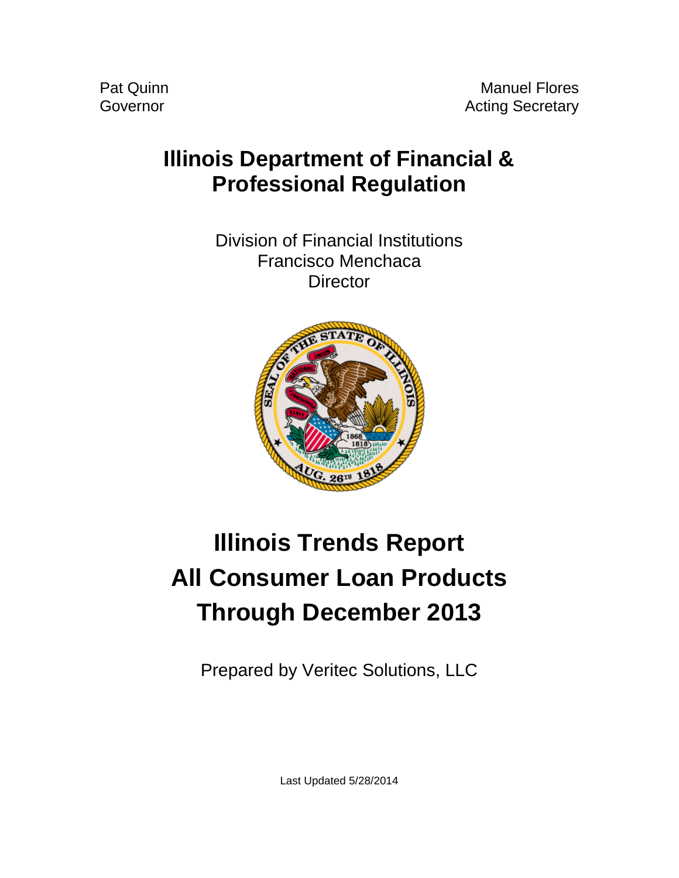Pat Quinn
Governor

Manuel Flores
Acting Secretary

# Illinois Department of Financial & Professional Regulation

Division of Financial Institutions
Francisco Menchaca
Director

# Illinois Trends Report
# All Consumer Loan Products
# Through December 2013

Prepared by Veritec Solutions, LLC

Last Updated 5/28/2014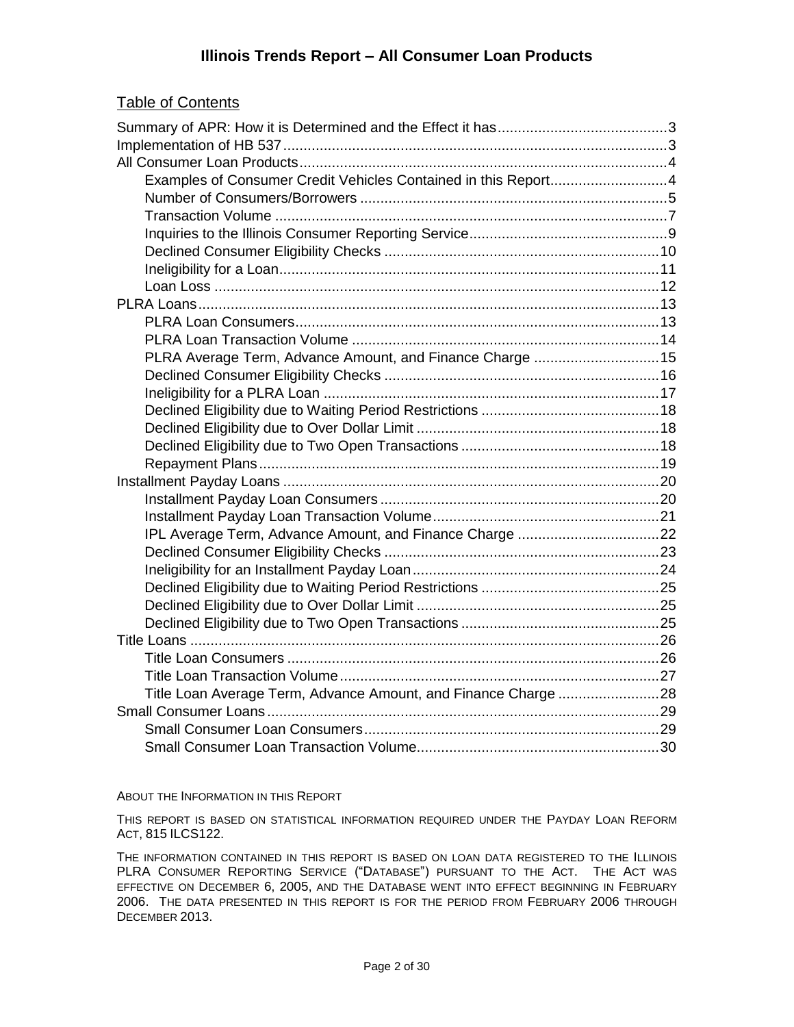# Illinois Trends Report – All Consumer Loan Products

## Table of Contents

- Summary of APR: How it is Determined and the Effect it has .......... 3
- Implementation of HB 537 .......... 3
- All Consumer Loan Products .......... 4
    - Examples of Consumer Credit Vehicles Contained in this Report .......... 4
    - Number of Consumers/Borrowers .......... 5
    - Transaction Volume .......... 7
    - Inquiries to the Illinois Consumer Reporting Service .......... 9
    - Declined Consumer Eligibility Checks .......... 10
    - Ineligibility for a Loan .......... 11
    - Loan Loss .......... 12
- PLRA Loans .......... 13
    - PLRA Loan Consumers .......... 13
    - PLRA Loan Transaction Volume .......... 14
    - PLRA Average Term, Advance Amount, and Finance Charge .......... 15
    - Declined Consumer Eligibility Checks .......... 16
    - Ineligibility for a PLRA Loan .......... 17
    - Declined Eligibility due to Waiting Period Restrictions .......... 18
    - Declined Eligibility due to Over Dollar Limit .......... 18
    - Declined Eligibility due to Two Open Transactions .......... 18
    - Repayment Plans .......... 19
- Installment Payday Loans .......... 20
    - Installment Payday Loan Consumers .......... 20
    - Installment Payday Loan Transaction Volume .......... 21
    - IPL Average Term, Advance Amount, and Finance Charge .......... 22
    - Declined Consumer Eligibility Checks .......... 23
    - Ineligibility for an Installment Payday Loan .......... 24
    - Declined Eligibility due to Waiting Period Restrictions .......... 25
    - Declined Eligibility due to Over Dollar Limit .......... 25
    - Declined Eligibility due to Two Open Transactions .......... 25
- Title Loans .......... 26
    - Title Loan Consumers .......... 26
    - Title Loan Transaction Volume .......... 27
    - Title Loan Average Term, Advance Amount, and Finance Charge .......... 28
- Small Consumer Loans .......... 29
    - Small Consumer Loan Consumers .......... 29
    - Small Consumer Loan Transaction Volume .......... 30

ABOUT THE INFORMATION IN THIS REPORT

THIS REPORT IS BASED ON STATISTICAL INFORMATION REQUIRED UNDER THE PAYDAY LOAN REFORM ACT, 815 ILCS122.

THE INFORMATION CONTAINED IN THIS REPORT IS BASED ON LOAN DATA REGISTERED TO THE ILLINOIS PLRA CONSUMER REPORTING SERVICE ("DATABASE") PURSUANT TO THE ACT. THE ACT WAS EFFECTIVE ON DECEMBER 6, 2005, AND THE DATABASE WENT INTO EFFECT BEGINNING IN FEBRUARY 2006. THE DATA PRESENTED IN THIS REPORT IS FOR THE PERIOD FROM FEBRUARY 2006 THROUGH DECEMBER 2013.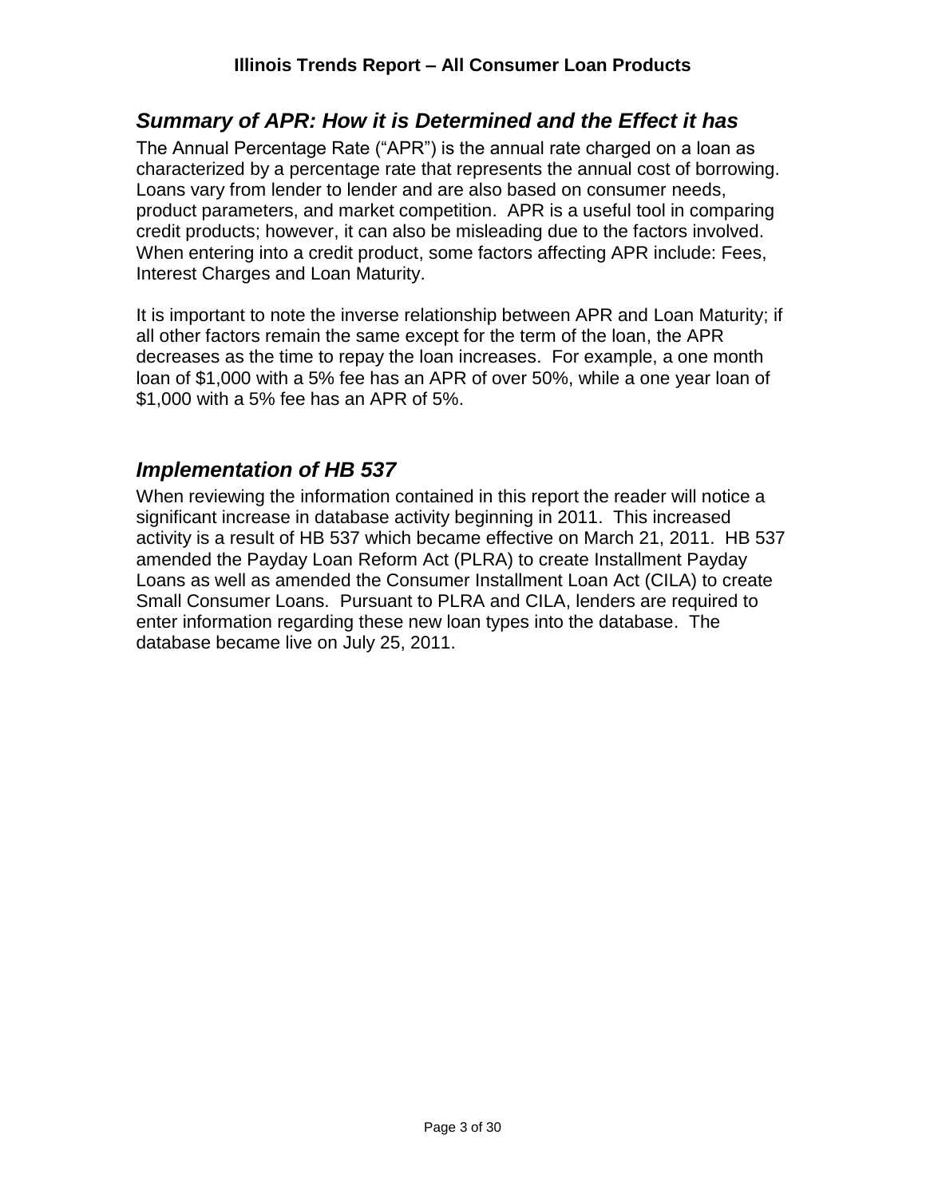## *Summary of APR: How it is Determined and the Effect it has*

The Annual Percentage Rate ("APR") is the annual rate charged on a loan as characterized by a percentage rate that represents the annual cost of borrowing. Loans vary from lender to lender and are also based on consumer needs, product parameters, and market competition. APR is a useful tool in comparing credit products; however, it can also be misleading due to the factors involved. When entering into a credit product, some factors affecting APR include: Fees, Interest Charges and Loan Maturity.

It is important to note the inverse relationship between APR and Loan Maturity; if all other factors remain the same except for the term of the loan, the APR decreases as the time to repay the loan increases. For example, a one month loan of $1,000 with a 5% fee has an APR of over 50%, while a one year loan of $1,000 with a 5% fee has an APR of 5%.

## *Implementation of HB 537*

When reviewing the information contained in this report the reader will notice a significant increase in database activity beginning in 2011. This increased activity is a result of HB 537 which became effective on March 21, 2011. HB 537 amended the Payday Loan Reform Act (PLRA) to create Installment Payday Loans as well as amended the Consumer Installment Loan Act (CILA) to create Small Consumer Loans. Pursuant to PLRA and CILA, lenders are required to enter information regarding these new loan types into the database. The database became live on July 25, 2011.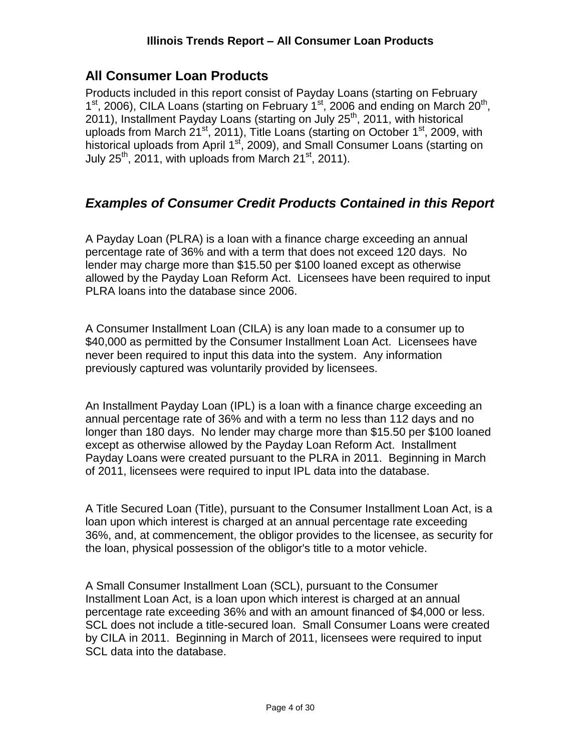## All Consumer Loan Products

Products included in this report consist of Payday Loans (starting on February 1st, 2006), CILA Loans (starting on February 1st, 2006 and ending on March 20th, 2011), Installment Payday Loans (starting on July 25th, 2011, with historical uploads from March 21st, 2011), Title Loans (starting on October 1st, 2009, with historical uploads from April 1st, 2009), and Small Consumer Loans (starting on July 25th, 2011, with uploads from March 21st, 2011).

## *Examples of Consumer Credit Products Contained in this Report*

A Payday Loan (PLRA) is a loan with a finance charge exceeding an annual percentage rate of 36% and with a term that does not exceed 120 days. No lender may charge more than $15.50 per $100 loaned except as otherwise allowed by the Payday Loan Reform Act. Licensees have been required to input PLRA loans into the database since 2006.

A Consumer Installment Loan (CILA) is any loan made to a consumer up to $40,000 as permitted by the Consumer Installment Loan Act. Licensees have never been required to input this data into the system. Any information previously captured was voluntarily provided by licensees.

An Installment Payday Loan (IPL) is a loan with a finance charge exceeding an annual percentage rate of 36% and with a term no less than 112 days and no longer than 180 days. No lender may charge more than $15.50 per $100 loaned except as otherwise allowed by the Payday Loan Reform Act. Installment Payday Loans were created pursuant to the PLRA in 2011. Beginning in March of 2011, licensees were required to input IPL data into the database.

A Title Secured Loan (Title), pursuant to the Consumer Installment Loan Act, is a loan upon which interest is charged at an annual percentage rate exceeding 36%, and, at commencement, the obligor provides to the licensee, as security for the loan, physical possession of the obligor's title to a motor vehicle.

A Small Consumer Installment Loan (SCL), pursuant to the Consumer Installment Loan Act, is a loan upon which interest is charged at an annual percentage rate exceeding 36% and with an amount financed of $4,000 or less. SCL does not include a title-secured loan. Small Consumer Loans were created by CILA in 2011. Beginning in March of 2011, licensees were required to input SCL data into the database.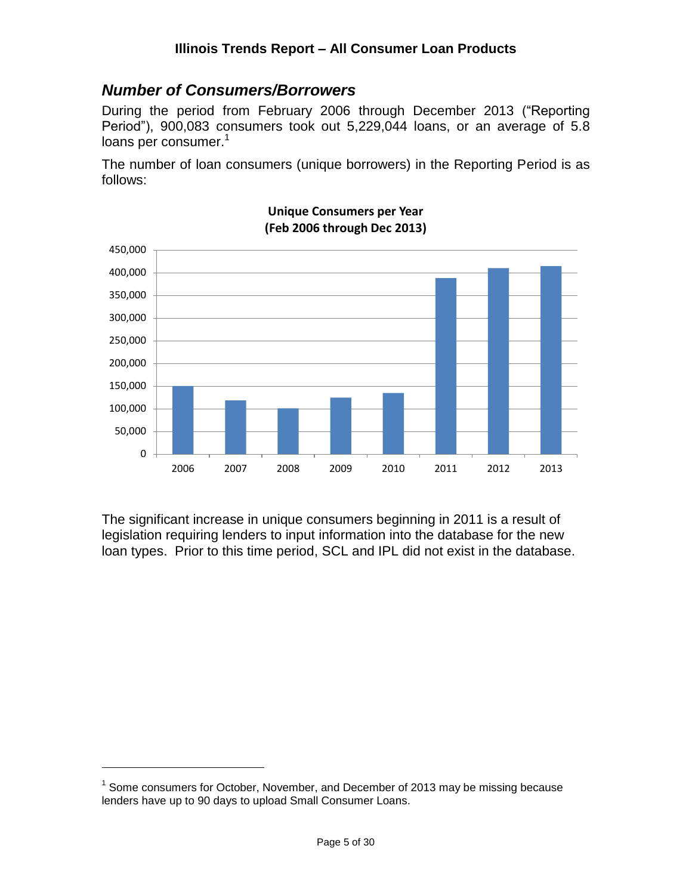## *Number of Consumers/Borrowers*

During the period from February 2006 through December 2013 ("Reporting Period"), 900,083 consumers took out 5,229,044 loans, or an average of 5.8 loans per consumer.[1]

The number of loan consumers (unique borrowers) in the Reporting Period is as follows:

**Unique Consumers per Year (Feb 2006 through Dec 2013)**

The significant increase in unique consumers beginning in 2011 is a result of legislation requiring lenders to input information into the database for the new loan types. Prior to this time period, SCL and IPL did not exist in the database.

[1] Some consumers for October, November, and December of 2013 may be missing because lenders have up to 90 days to upload Small Consumer Loans.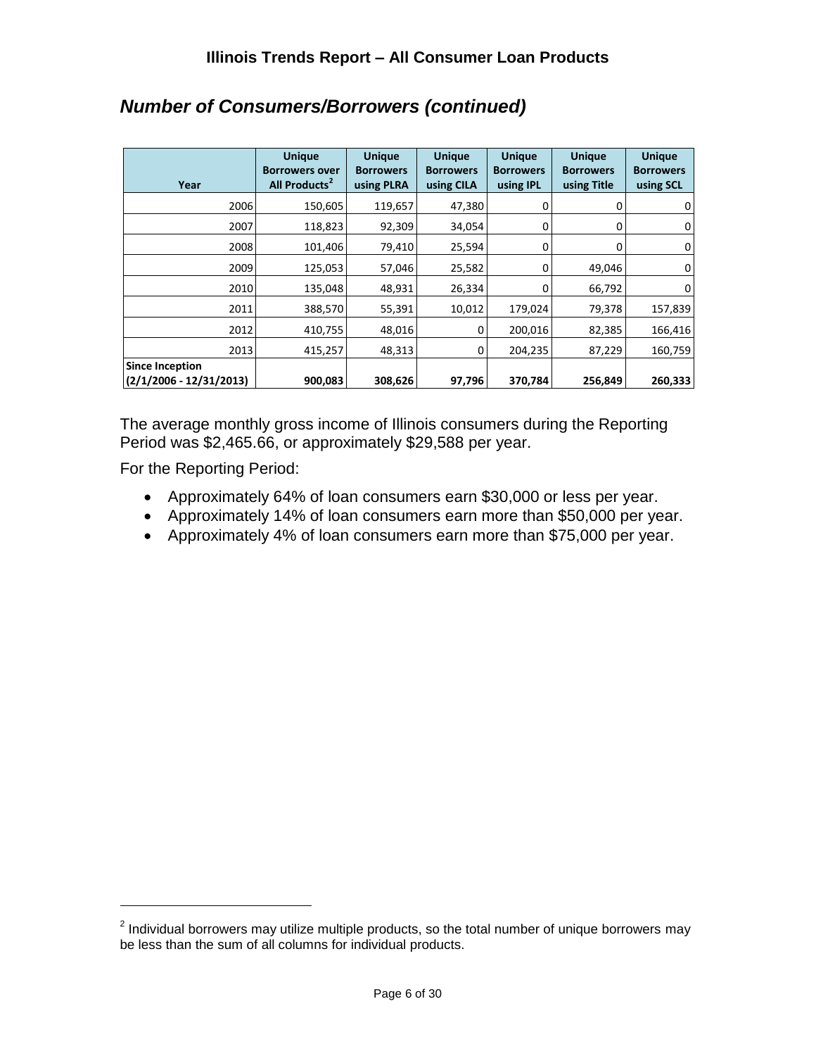## *Number of Consumers/Borrowers (continued)*

| Year | Unique Borrowers over All Products[2] | Unique Borrowers using PLRA | Unique Borrowers using CILA | Unique Borrowers using IPL | Unique Borrowers using Title | Unique Borrowers using SCL |
|---|---|---|---|---|---|---|
| 2006 | 150,605 | 119,657 | 47,380 | 0 | 0 | 0 |
| 2007 | 118,823 | 92,309 | 34,054 | 0 | 0 | 0 |
| 2008 | 101,406 | 79,410 | 25,594 | 0 | 0 | 0 |
| 2009 | 125,053 | 57,046 | 25,582 | 0 | 49,046 | 0 |
| 2010 | 135,048 | 48,931 | 26,334 | 0 | 66,792 | 0 |
| 2011 | 388,570 | 55,391 | 10,012 | 179,024 | 79,378 | 157,839 |
| 2012 | 410,755 | 48,016 | 0 | 200,016 | 82,385 | 166,416 |
| 2013 | 415,257 | 48,313 | 0 | 204,235 | 87,229 | 160,759 |
| **Since Inception (2/1/2006 - 12/31/2013)** | **900,083** | **308,626** | **97,796** | **370,784** | **256,849** | **260,333** |

The average monthly gross income of Illinois consumers during the Reporting Period was $2,465.66, or approximately $29,588 per year.

For the Reporting Period:

- Approximately 64% of loan consumers earn $30,000 or less per year.
- Approximately 14% of loan consumers earn more than $50,000 per year.
- Approximately 4% of loan consumers earn more than $75,000 per year.

[2] Individual borrowers may utilize multiple products, so the total number of unique borrowers may be less than the sum of all columns for individual products.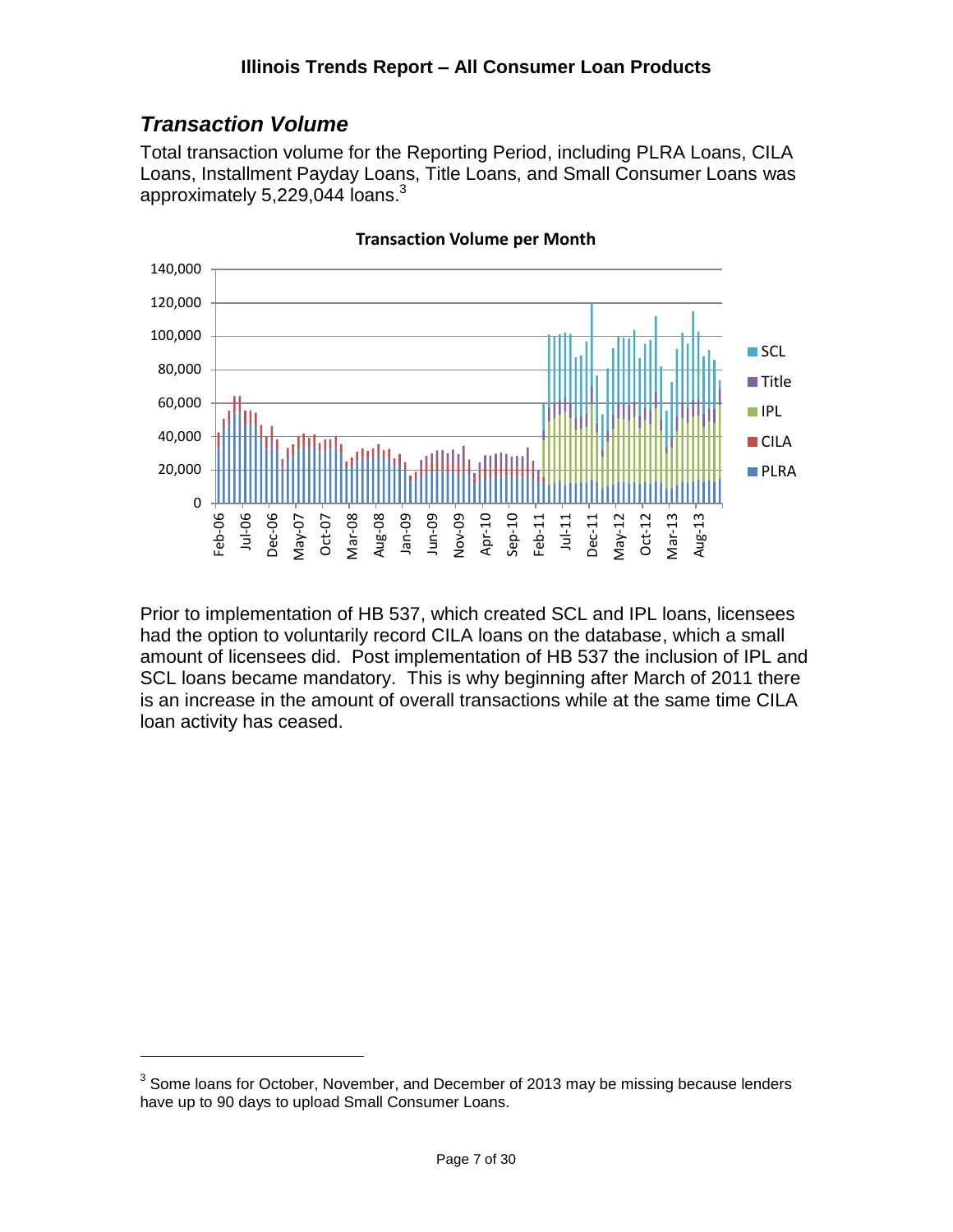## *Transaction Volume*

Total transaction volume for the Reporting Period, including PLRA Loans, CILA Loans, Installment Payday Loans, Title Loans, and Small Consumer Loans was approximately 5,229,044 loans.[3]

Prior to implementation of HB 537, which created SCL and IPL loans, licensees had the option to voluntarily record CILA loans on the database, which a small amount of licensees did. Post implementation of HB 537 the inclusion of IPL and SCL loans became mandatory. This is why beginning after March of 2011 there is an increase in the amount of overall transactions while at the same time CILA loan activity has ceased.

---

[3] Some loans for October, November, and December of 2013 may be missing because lenders have up to 90 days to upload Small Consumer Loans.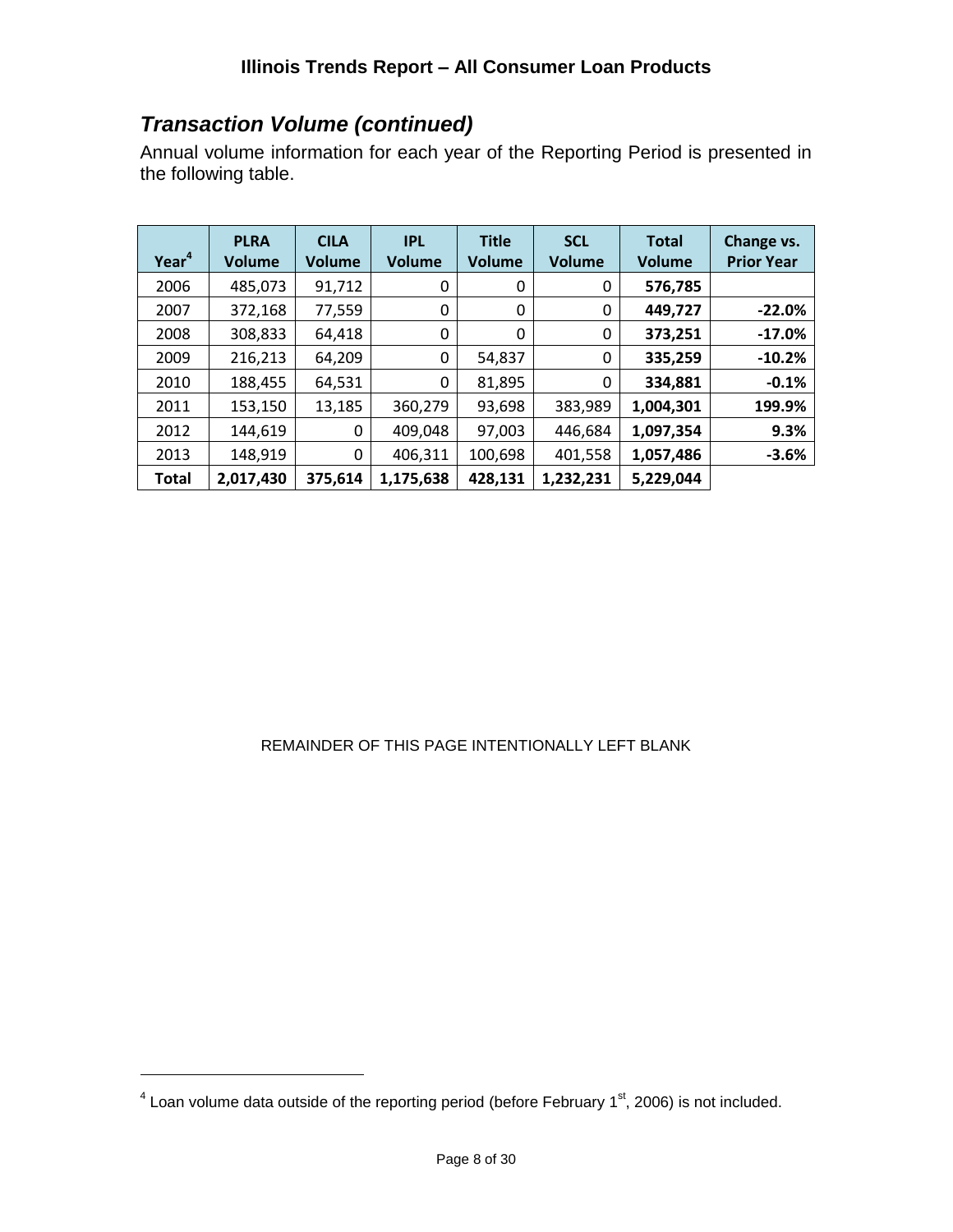## *Transaction Volume (continued)*

Annual volume information for each year of the Reporting Period is presented in the following table.

| Year[4] | PLRA Volume | CILA Volume | IPL Volume | Title Volume | SCL Volume | Total Volume | Change vs. Prior Year |
|---|---|---|---|---|---|---|---|
| 2006 | 485,073 | 91,712 | 0 | 0 | 0 | **576,785** | |
| 2007 | 372,168 | 77,559 | 0 | 0 | 0 | **449,727** | **-22.0%** |
| 2008 | 308,833 | 64,418 | 0 | 0 | 0 | **373,251** | **-17.0%** |
| 2009 | 216,213 | 64,209 | 0 | 54,837 | 0 | **335,259** | **-10.2%** |
| 2010 | 188,455 | 64,531 | 0 | 81,895 | 0 | **334,881** | **-0.1%** |
| 2011 | 153,150 | 13,185 | 360,279 | 93,698 | 383,989 | **1,004,301** | **199.9%** |
| 2012 | 144,619 | 0 | 409,048 | 97,003 | 446,684 | **1,097,354** | **9.3%** |
| 2013 | 148,919 | 0 | 406,311 | 100,698 | 401,558 | **1,057,486** | **-3.6%** |
| **Total** | **2,017,430** | **375,614** | **1,175,638** | **428,131** | **1,232,231** | **5,229,044** | |

REMAINDER OF THIS PAGE INTENTIONALLY LEFT BLANK

[4] Loan volume data outside of the reporting period (before February 1st, 2006) is not included.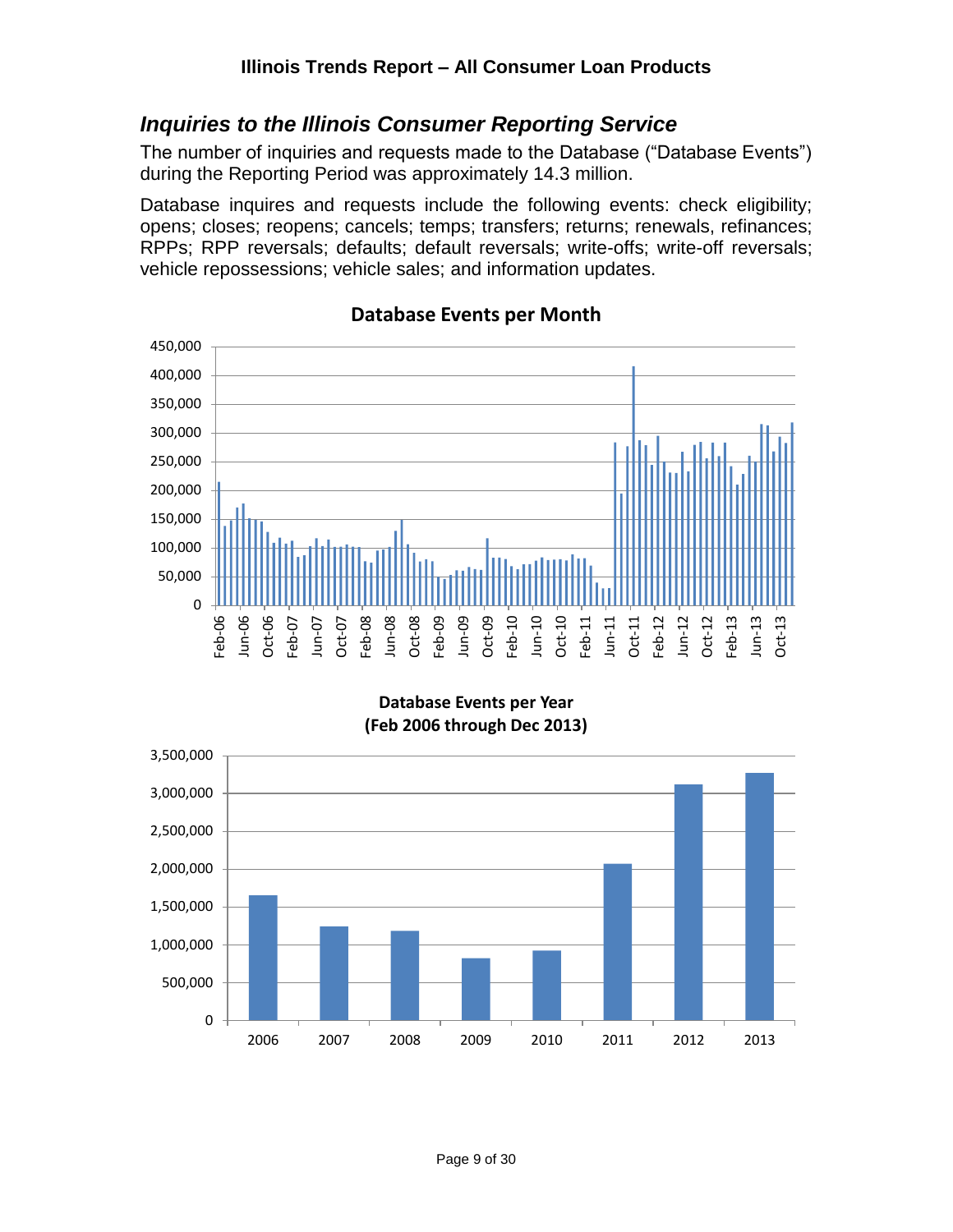## *Inquiries to the Illinois Consumer Reporting Service*

The number of inquiries and requests made to the Database ("Database Events") during the Reporting Period was approximately 14.3 million.

Database inquires and requests include the following events: check eligibility; opens; closes; reopens; cancels; temps; transfers; returns; renewals, refinances; RPPs; RPP reversals; defaults; default reversals; write-offs; write-off reversals; vehicle repossessions; vehicle sales; and information updates.

**Database Events per Month**

**Database Events per Year (Feb 2006 through Dec 2013)**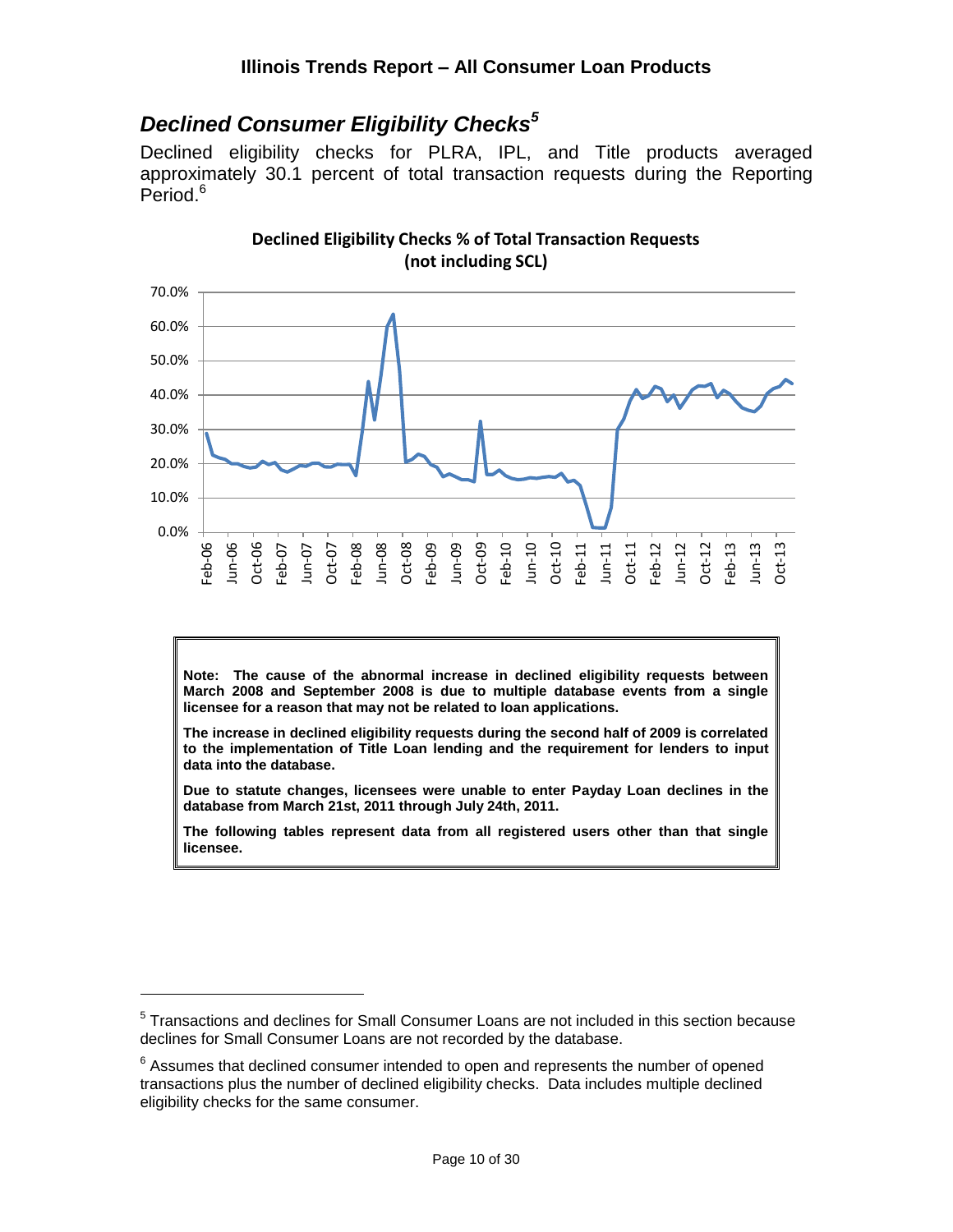## *Declined Consumer Eligibility Checks*[5]

Declined eligibility checks for PLRA, IPL, and Title products averaged approximately 30.1 percent of total transaction requests during the Reporting Period.[6]

**Declined Eligibility Checks % of Total Transaction Requests (not including SCL)**

**Note: The cause of the abnormal increase in declined eligibility requests between March 2008 and September 2008 is due to multiple database events from a single licensee for a reason that may not be related to loan applications.**

**The increase in declined eligibility requests during the second half of 2009 is correlated to the implementation of Title Loan lending and the requirement for lenders to input data into the database.**

**Due to statute changes, licensees were unable to enter Payday Loan declines in the database from March 21st, 2011 through July 24th, 2011.**

**The following tables represent data from all registered users other than that single licensee.**

---

[5] Transactions and declines for Small Consumer Loans are not included in this section because declines for Small Consumer Loans are not recorded by the database.

[6] Assumes that declined consumer intended to open and represents the number of opened transactions plus the number of declined eligibility checks. Data includes multiple declined eligibility checks for the same consumer.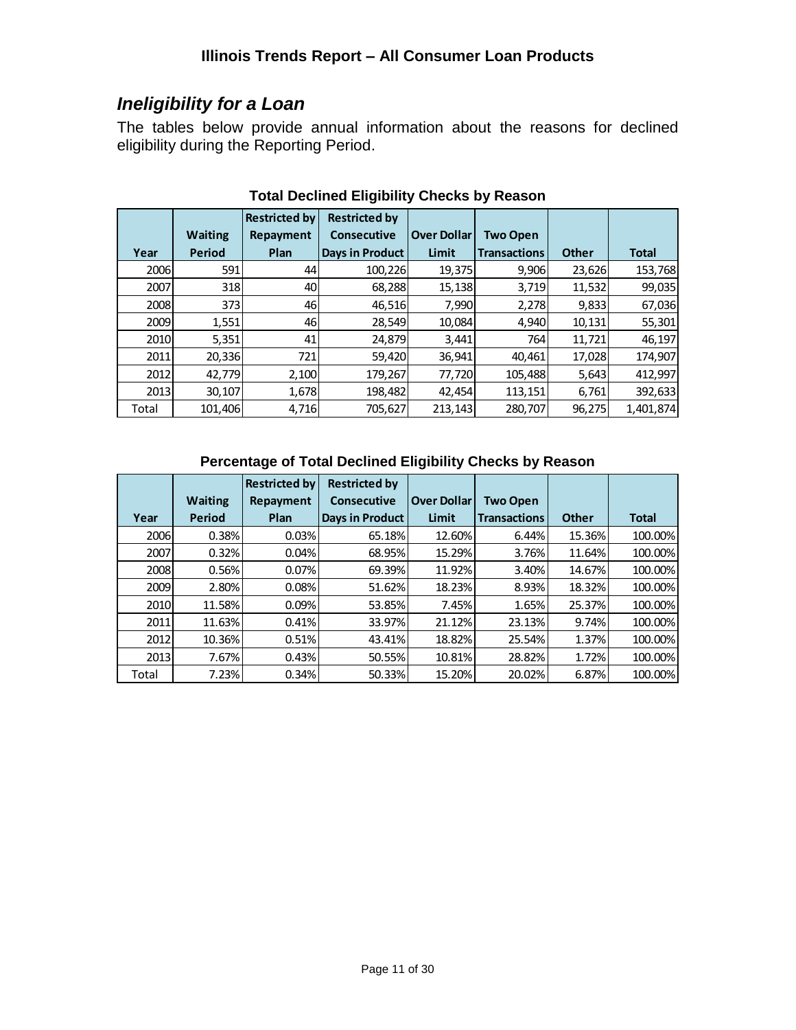## *Ineligibility for a Loan*

The tables below provide annual information about the reasons for declined eligibility during the Reporting Period.

**Total Declined Eligibility Checks by Reason**

| Year | Waiting Period | Restricted by Repayment Plan | Restricted by Consecutive Days in Product | Over Dollar Limit | Two Open Transactions | Other | Total |
|---|---|---|---|---|---|---|---|
| 2006 | 591 | 44 | 100,226 | 19,375 | 9,906 | 23,626 | 153,768 |
| 2007 | 318 | 40 | 68,288 | 15,138 | 3,719 | 11,532 | 99,035 |
| 2008 | 373 | 46 | 46,516 | 7,990 | 2,278 | 9,833 | 67,036 |
| 2009 | 1,551 | 46 | 28,549 | 10,084 | 4,940 | 10,131 | 55,301 |
| 2010 | 5,351 | 41 | 24,879 | 3,441 | 764 | 11,721 | 46,197 |
| 2011 | 20,336 | 721 | 59,420 | 36,941 | 40,461 | 17,028 | 174,907 |
| 2012 | 42,779 | 2,100 | 179,267 | 77,720 | 105,488 | 5,643 | 412,997 |
| 2013 | 30,107 | 1,678 | 198,482 | 42,454 | 113,151 | 6,761 | 392,633 |
| Total | 101,406 | 4,716 | 705,627 | 213,143 | 280,707 | 96,275 | 1,401,874 |

**Percentage of Total Declined Eligibility Checks by Reason**

| Year | Waiting Period | Restricted by Repayment Plan | Restricted by Consecutive Days in Product | Over Dollar Limit | Two Open Transactions | Other | Total |
|---|---|---|---|---|---|---|---|
| 2006 | 0.38% | 0.03% | 65.18% | 12.60% | 6.44% | 15.36% | 100.00% |
| 2007 | 0.32% | 0.04% | 68.95% | 15.29% | 3.76% | 11.64% | 100.00% |
| 2008 | 0.56% | 0.07% | 69.39% | 11.92% | 3.40% | 14.67% | 100.00% |
| 2009 | 2.80% | 0.08% | 51.62% | 18.23% | 8.93% | 18.32% | 100.00% |
| 2010 | 11.58% | 0.09% | 53.85% | 7.45% | 1.65% | 25.37% | 100.00% |
| 2011 | 11.63% | 0.41% | 33.97% | 21.12% | 23.13% | 9.74% | 100.00% |
| 2012 | 10.36% | 0.51% | 43.41% | 18.82% | 25.54% | 1.37% | 100.00% |
| 2013 | 7.67% | 0.43% | 50.55% | 10.81% | 28.82% | 1.72% | 100.00% |
| Total | 7.23% | 0.34% | 50.33% | 15.20% | 20.02% | 6.87% | 100.00% |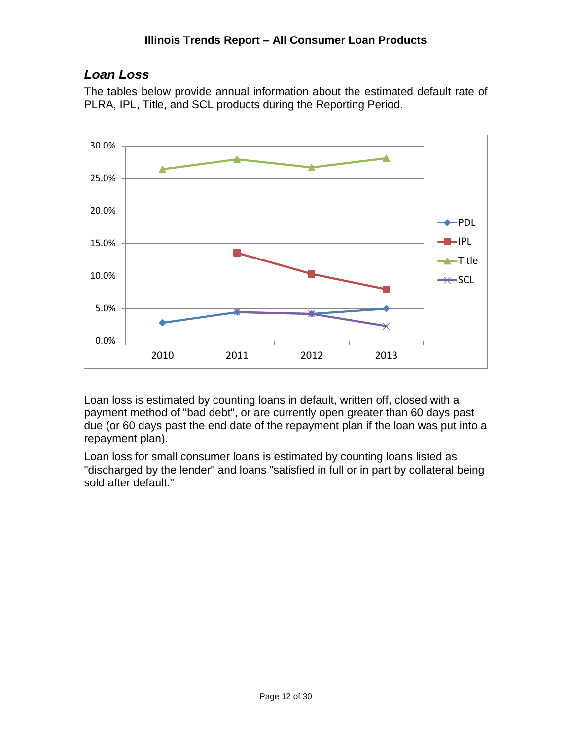## *Loan Loss*

The tables below provide annual information about the estimated default rate of PLRA, IPL, Title, and SCL products during the Reporting Period.

Loan loss is estimated by counting loans in default, written off, closed with a payment method of "bad debt", or are currently open greater than 60 days past due (or 60 days past the end date of the repayment plan if the loan was put into a repayment plan).

Loan loss for small consumer loans is estimated by counting loans listed as "discharged by the lender" and loans "satisfied in full or in part by collateral being sold after default."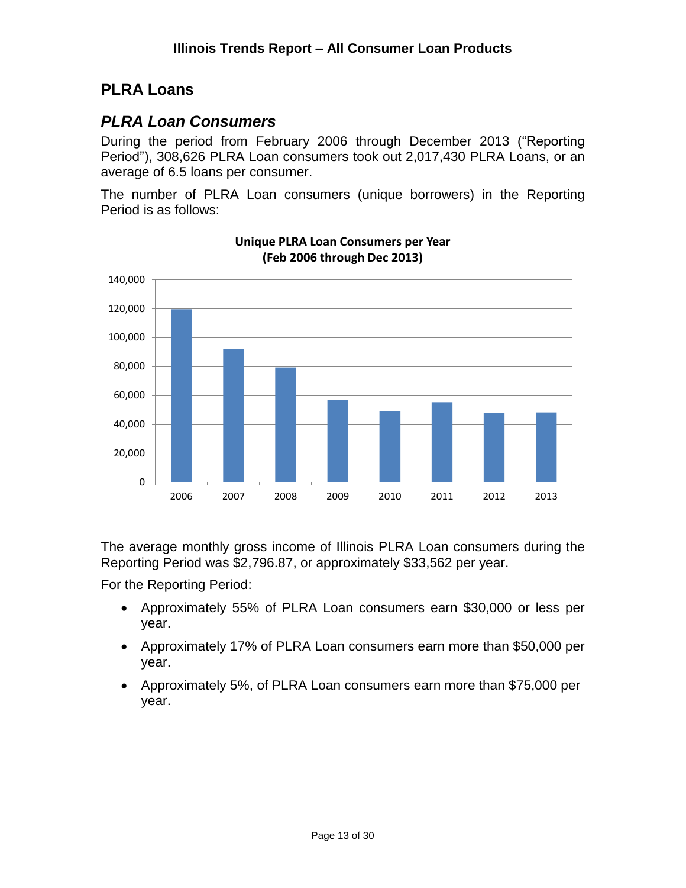## PLRA Loans

### *PLRA Loan Consumers*

During the period from February 2006 through December 2013 ("Reporting Period"), 308,626 PLRA Loan consumers took out 2,017,430 PLRA Loans, or an average of 6.5 loans per consumer.

The number of PLRA Loan consumers (unique borrowers) in the Reporting Period is as follows:

**Unique PLRA Loan Consumers per Year**
**(Feb 2006 through Dec 2013)**

The average monthly gross income of Illinois PLRA Loan consumers during the Reporting Period was $2,796.87, or approximately $33,562 per year.

For the Reporting Period:

- Approximately 55% of PLRA Loan consumers earn $30,000 or less per year.
- Approximately 17% of PLRA Loan consumers earn more than $50,000 per year.
- Approximately 5%, of PLRA Loan consumers earn more than $75,000 per year.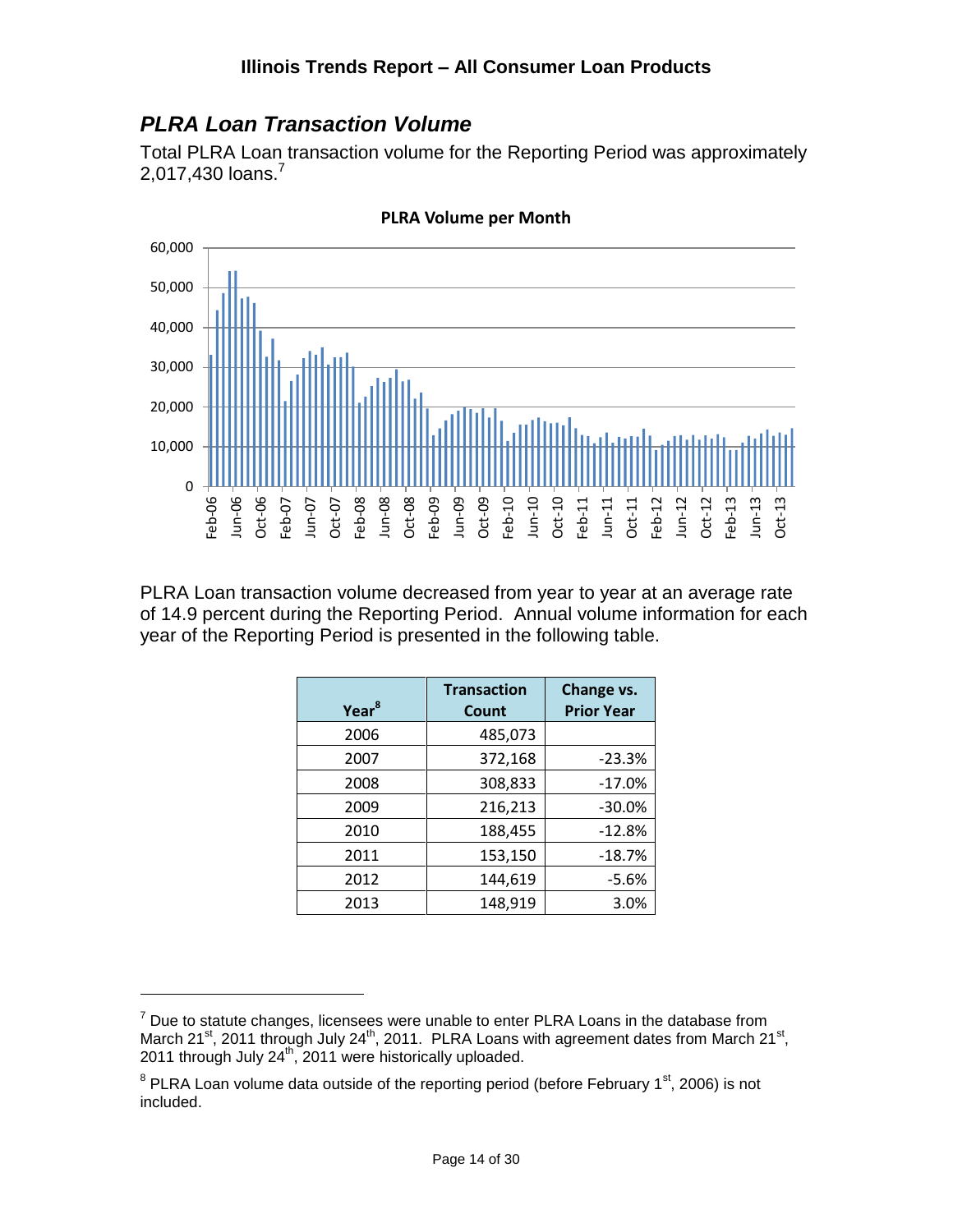## *PLRA Loan Transaction Volume*

Total PLRA Loan transaction volume for the Reporting Period was approximately 2,017,430 loans.[7]

PLRA Loan transaction volume decreased from year to year at an average rate of 14.9 percent during the Reporting Period. Annual volume information for each year of the Reporting Period is presented in the following table.

| Year[8] | Transaction Count | Change vs. Prior Year |
|---|---|---|
| 2006 | 485,073 | |
| 2007 | 372,168 | -23.3% |
| 2008 | 308,833 | -17.0% |
| 2009 | 216,213 | -30.0% |
| 2010 | 188,455 | -12.8% |
| 2011 | 153,150 | -18.7% |
| 2012 | 144,619 | -5.6% |
| 2013 | 148,919 | 3.0% |

---

[7] Due to statute changes, licensees were unable to enter PLRA Loans in the database from March 21st, 2011 through July 24th, 2011. PLRA Loans with agreement dates from March 21st, 2011 through July 24th, 2011 were historically uploaded.

[8] PLRA Loan volume data outside of the reporting period (before February 1st, 2006) is not included.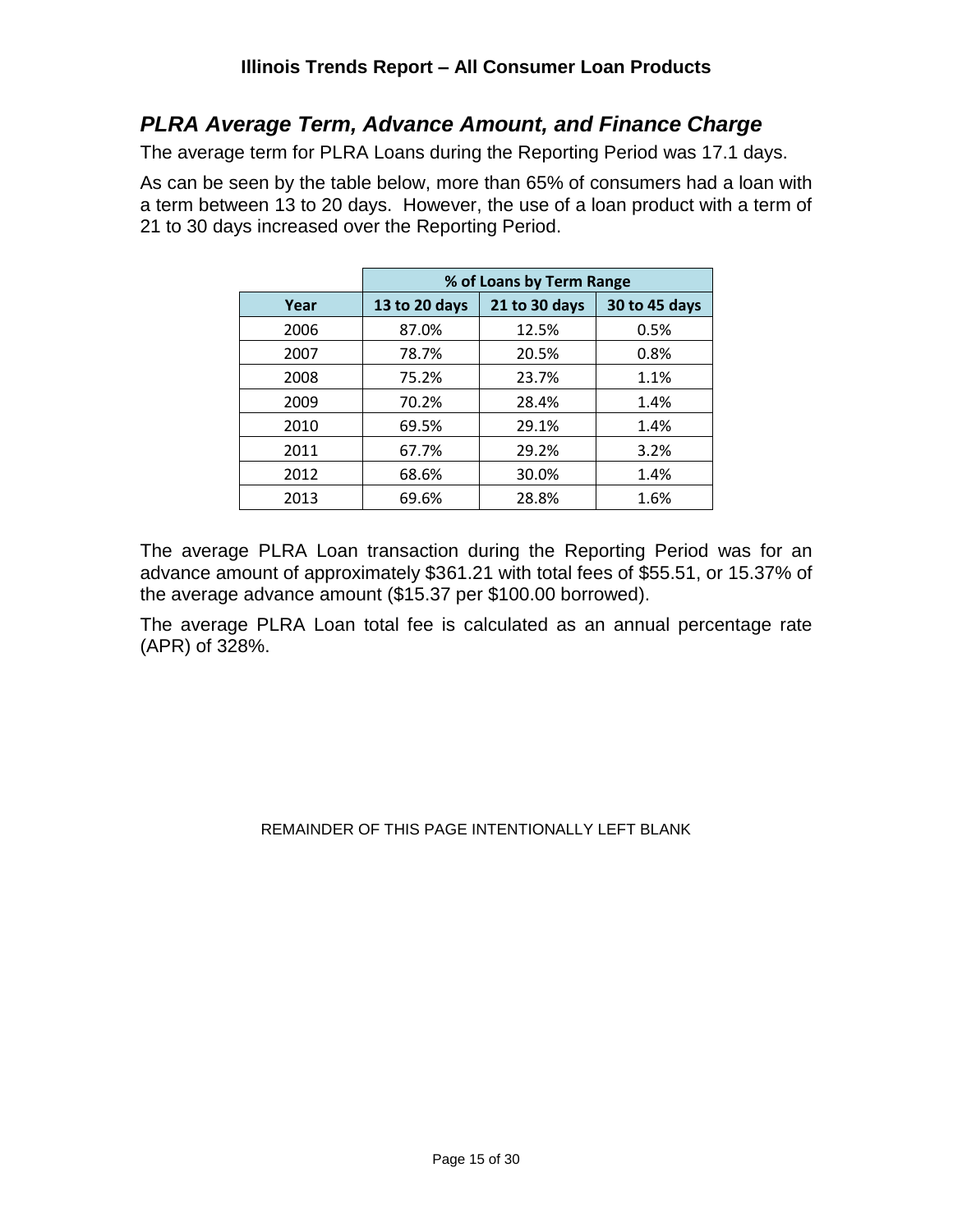## *PLRA Average Term, Advance Amount, and Finance Charge*

The average term for PLRA Loans during the Reporting Period was 17.1 days.

As can be seen by the table below, more than 65% of consumers had a loan with a term between 13 to 20 days. However, the use of a loan product with a term of 21 to 30 days increased over the Reporting Period.

| | % of Loans by Term Range | | |
|---|---|---|---|
| **Year** | **13 to 20 days** | **21 to 30 days** | **30 to 45 days** |
| 2006 | 87.0% | 12.5% | 0.5% |
| 2007 | 78.7% | 20.5% | 0.8% |
| 2008 | 75.2% | 23.7% | 1.1% |
| 2009 | 70.2% | 28.4% | 1.4% |
| 2010 | 69.5% | 29.1% | 1.4% |
| 2011 | 67.7% | 29.2% | 3.2% |
| 2012 | 68.6% | 30.0% | 1.4% |
| 2013 | 69.6% | 28.8% | 1.6% |

The average PLRA Loan transaction during the Reporting Period was for an advance amount of approximately $361.21 with total fees of $55.51, or 15.37% of the average advance amount ($15.37 per $100.00 borrowed).

The average PLRA Loan total fee is calculated as an annual percentage rate (APR) of 328%.

REMAINDER OF THIS PAGE INTENTIONALLY LEFT BLANK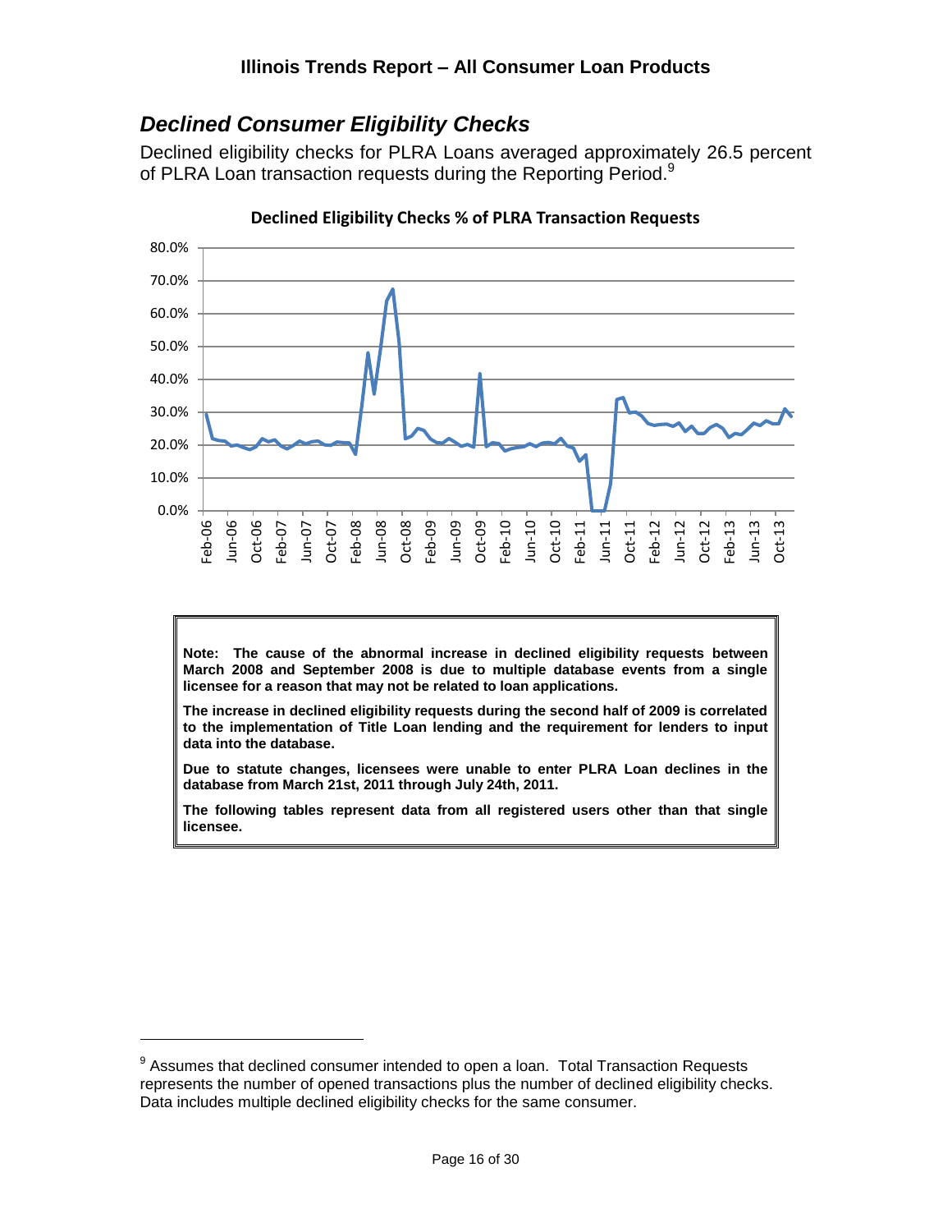## *Declined Consumer Eligibility Checks*

Declined eligibility checks for PLRA Loans averaged approximately 26.5 percent of PLRA Loan transaction requests during the Reporting Period.[9]

**Declined Eligibility Checks % of PLRA Transaction Requests**

> **Note: The cause of the abnormal increase in declined eligibility requests between March 2008 and September 2008 is due to multiple database events from a single licensee for a reason that may not be related to loan applications.**
>
> **The increase in declined eligibility requests during the second half of 2009 is correlated to the implementation of Title Loan lending and the requirement for lenders to input data into the database.**
>
> **Due to statute changes, licensees were unable to enter PLRA Loan declines in the database from March 21st, 2011 through July 24th, 2011.**
>
> **The following tables represent data from all registered users other than that single licensee.**

[9] Assumes that declined consumer intended to open a loan. Total Transaction Requests represents the number of opened transactions plus the number of declined eligibility checks. Data includes multiple declined eligibility checks for the same consumer.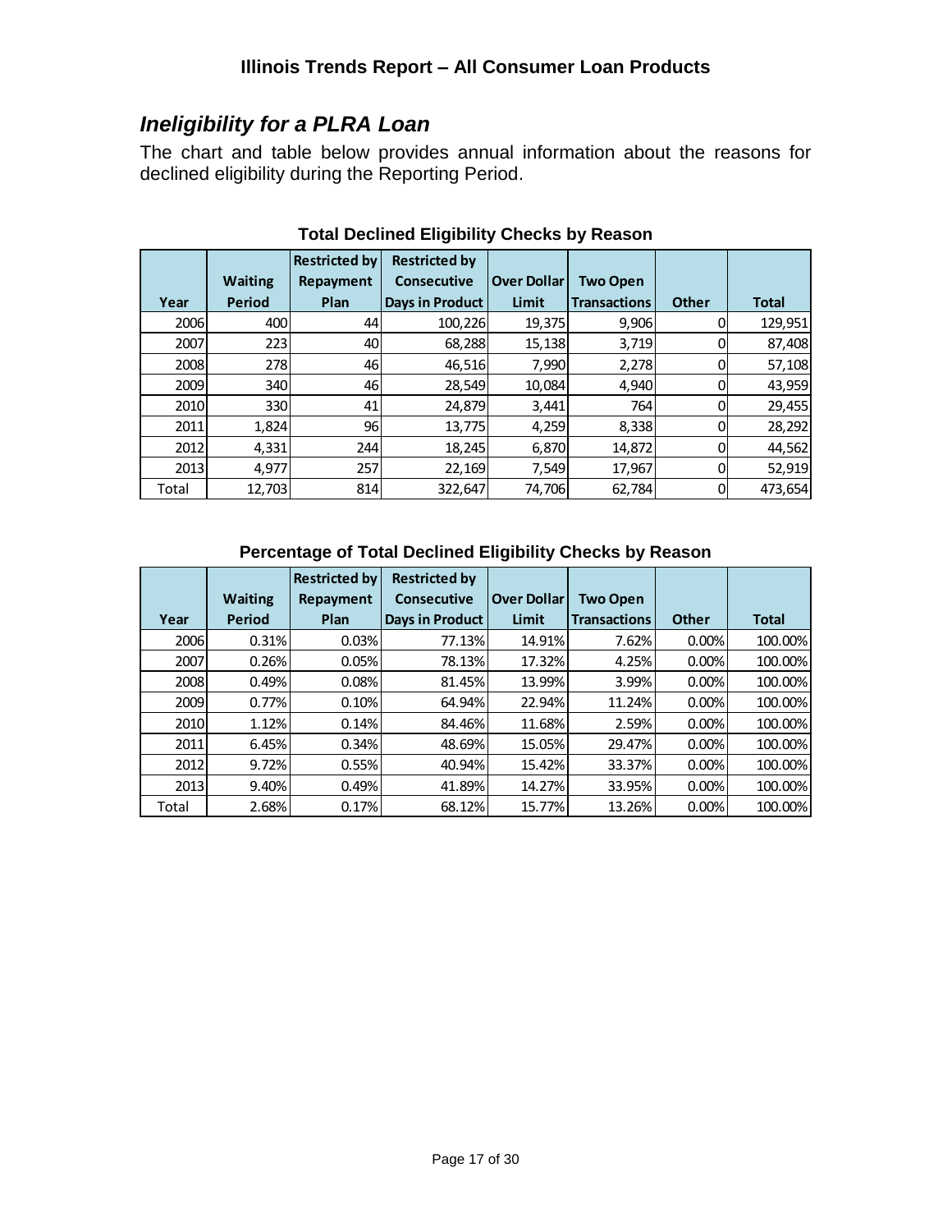## *Ineligibility for a PLRA Loan*

The chart and table below provides annual information about the reasons for declined eligibility during the Reporting Period.

**Total Declined Eligibility Checks by Reason**

| Year | Waiting Period | Restricted by Repayment Plan | Restricted by Consecutive Days in Product | Over Dollar Limit | Two Open Transactions | Other | Total |
|---|---|---|---|---|---|---|---|
| 2006 | 400 | 44 | 100,226 | 19,375 | 9,906 | 0 | 129,951 |
| 2007 | 223 | 40 | 68,288 | 15,138 | 3,719 | 0 | 87,408 |
| 2008 | 278 | 46 | 46,516 | 7,990 | 2,278 | 0 | 57,108 |
| 2009 | 340 | 46 | 28,549 | 10,084 | 4,940 | 0 | 43,959 |
| 2010 | 330 | 41 | 24,879 | 3,441 | 764 | 0 | 29,455 |
| 2011 | 1,824 | 96 | 13,775 | 4,259 | 8,338 | 0 | 28,292 |
| 2012 | 4,331 | 244 | 18,245 | 6,870 | 14,872 | 0 | 44,562 |
| 2013 | 4,977 | 257 | 22,169 | 7,549 | 17,967 | 0 | 52,919 |
| Total | 12,703 | 814 | 322,647 | 74,706 | 62,784 | 0 | 473,654 |

**Percentage of Total Declined Eligibility Checks by Reason**

| Year | Waiting Period | Restricted by Repayment Plan | Restricted by Consecutive Days in Product | Over Dollar Limit | Two Open Transactions | Other | Total |
|---|---|---|---|---|---|---|---|
| 2006 | 0.31% | 0.03% | 77.13% | 14.91% | 7.62% | 0.00% | 100.00% |
| 2007 | 0.26% | 0.05% | 78.13% | 17.32% | 4.25% | 0.00% | 100.00% |
| 2008 | 0.49% | 0.08% | 81.45% | 13.99% | 3.99% | 0.00% | 100.00% |
| 2009 | 0.77% | 0.10% | 64.94% | 22.94% | 11.24% | 0.00% | 100.00% |
| 2010 | 1.12% | 0.14% | 84.46% | 11.68% | 2.59% | 0.00% | 100.00% |
| 2011 | 6.45% | 0.34% | 48.69% | 15.05% | 29.47% | 0.00% | 100.00% |
| 2012 | 9.72% | 0.55% | 40.94% | 15.42% | 33.37% | 0.00% | 100.00% |
| 2013 | 9.40% | 0.49% | 41.89% | 14.27% | 33.95% | 0.00% | 100.00% |
| Total | 2.68% | 0.17% | 68.12% | 15.77% | 13.26% | 0.00% | 100.00% |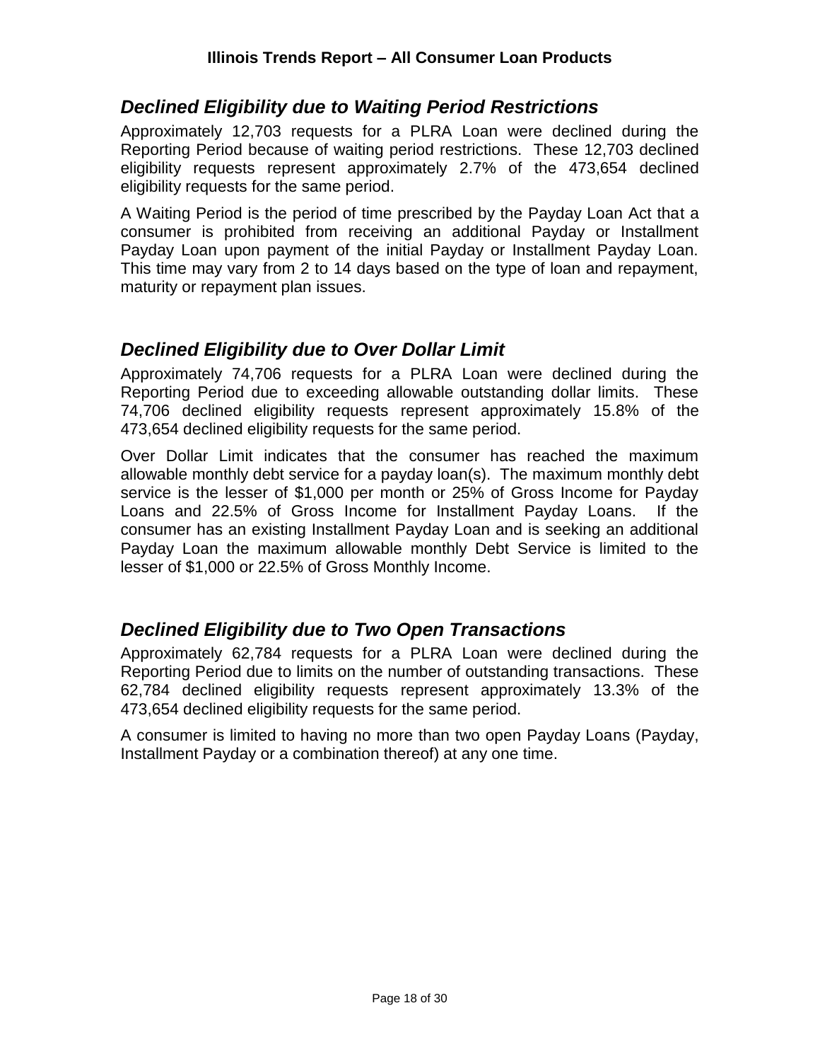## *Declined Eligibility due to Waiting Period Restrictions*

Approximately 12,703 requests for a PLRA Loan were declined during the Reporting Period because of waiting period restrictions. These 12,703 declined eligibility requests represent approximately 2.7% of the 473,654 declined eligibility requests for the same period.

A Waiting Period is the period of time prescribed by the Payday Loan Act that a consumer is prohibited from receiving an additional Payday or Installment Payday Loan upon payment of the initial Payday or Installment Payday Loan. This time may vary from 2 to 14 days based on the type of loan and repayment, maturity or repayment plan issues.

## *Declined Eligibility due to Over Dollar Limit*

Approximately 74,706 requests for a PLRA Loan were declined during the Reporting Period due to exceeding allowable outstanding dollar limits. These 74,706 declined eligibility requests represent approximately 15.8% of the 473,654 declined eligibility requests for the same period.

Over Dollar Limit indicates that the consumer has reached the maximum allowable monthly debt service for a payday loan(s). The maximum monthly debt service is the lesser of $1,000 per month or 25% of Gross Income for Payday Loans and 22.5% of Gross Income for Installment Payday Loans. If the consumer has an existing Installment Payday Loan and is seeking an additional Payday Loan the maximum allowable monthly Debt Service is limited to the lesser of $1,000 or 22.5% of Gross Monthly Income.

## *Declined Eligibility due to Two Open Transactions*

Approximately 62,784 requests for a PLRA Loan were declined during the Reporting Period due to limits on the number of outstanding transactions. These 62,784 declined eligibility requests represent approximately 13.3% of the 473,654 declined eligibility requests for the same period.

A consumer is limited to having no more than two open Payday Loans (Payday, Installment Payday or a combination thereof) at any one time.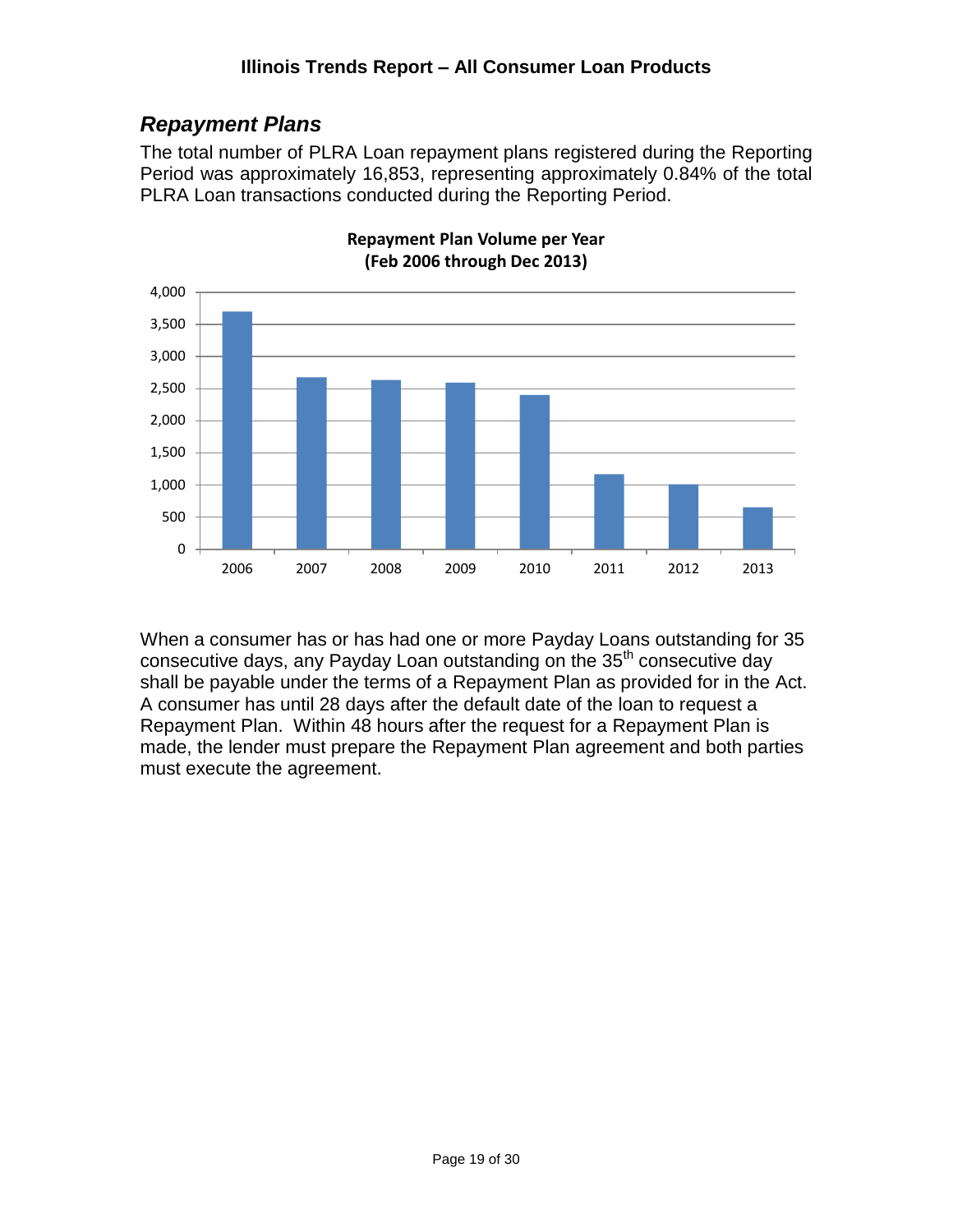## *Repayment Plans*

The total number of PLRA Loan repayment plans registered during the Reporting Period was approximately 16,853, representing approximately 0.84% of the total PLRA Loan transactions conducted during the Reporting Period.

**Repayment Plan Volume per Year (Feb 2006 through Dec 2013)**

When a consumer has or has had one or more Payday Loans outstanding for 35 consecutive days, any Payday Loan outstanding on the 35th consecutive day shall be payable under the terms of a Repayment Plan as provided for in the Act. A consumer has until 28 days after the default date of the loan to request a Repayment Plan. Within 48 hours after the request for a Repayment Plan is made, the lender must prepare the Repayment Plan agreement and both parties must execute the agreement.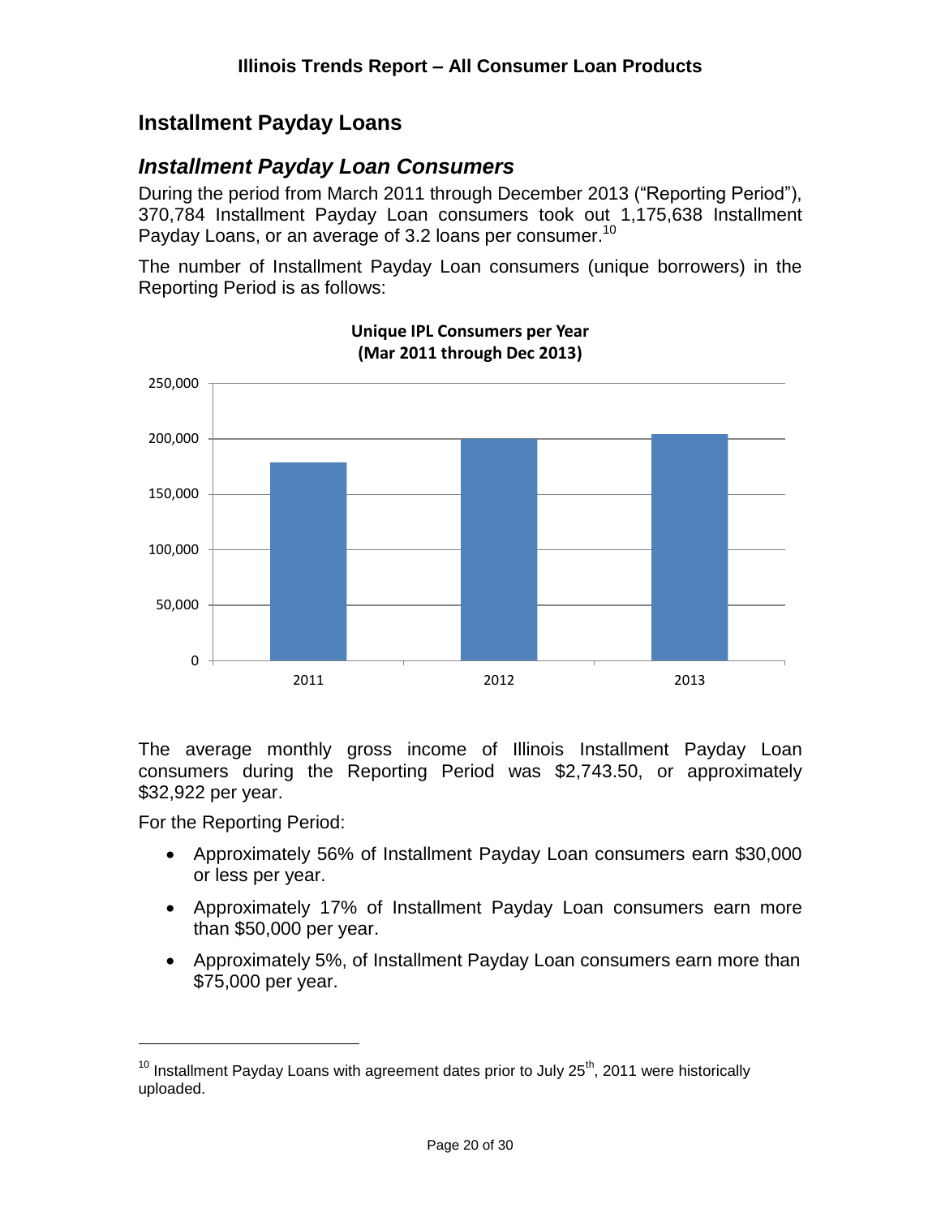## Installment Payday Loans

### *Installment Payday Loan Consumers*

During the period from March 2011 through December 2013 ("Reporting Period"), 370,784 Installment Payday Loan consumers took out 1,175,638 Installment Payday Loans, or an average of 3.2 loans per consumer.[10]

The number of Installment Payday Loan consumers (unique borrowers) in the Reporting Period is as follows:

**Unique IPL Consumers per Year (Mar 2011 through Dec 2013)**

The average monthly gross income of Illinois Installment Payday Loan consumers during the Reporting Period was $2,743.50, or approximately $32,922 per year.

For the Reporting Period:

- Approximately 56% of Installment Payday Loan consumers earn $30,000 or less per year.
- Approximately 17% of Installment Payday Loan consumers earn more than $50,000 per year.
- Approximately 5%, of Installment Payday Loan consumers earn more than $75,000 per year.

---

[10] Installment Payday Loans with agreement dates prior to July 25th, 2011 were historically uploaded.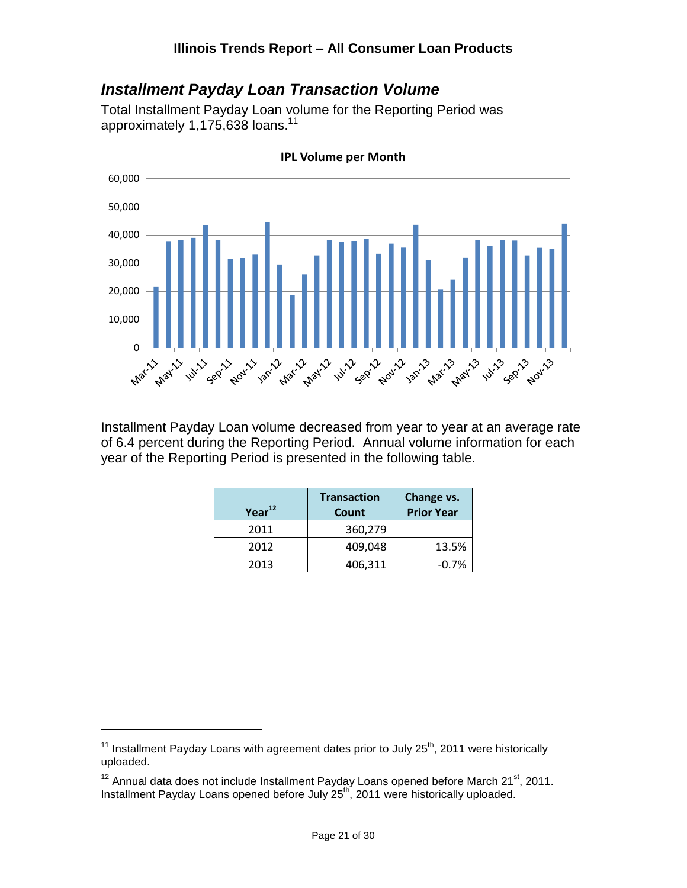## *Installment Payday Loan Transaction Volume*

Total Installment Payday Loan volume for the Reporting Period was approximately 1,175,638 loans.[11]

Installment Payday Loan volume decreased from year to year at an average rate of 6.4 percent during the Reporting Period. Annual volume information for each year of the Reporting Period is presented in the following table.

| Year[12] | Transaction Count | Change vs. Prior Year |
|---|---|---|
| 2011 | 360,279 | |
| 2012 | 409,048 | 13.5% |
| 2013 | 406,311 | -0.7% |

---

[11] Installment Payday Loans with agreement dates prior to July 25th, 2011 were historically uploaded.

[12] Annual data does not include Installment Payday Loans opened before March 21st, 2011. Installment Payday Loans opened before July 25th, 2011 were historically uploaded.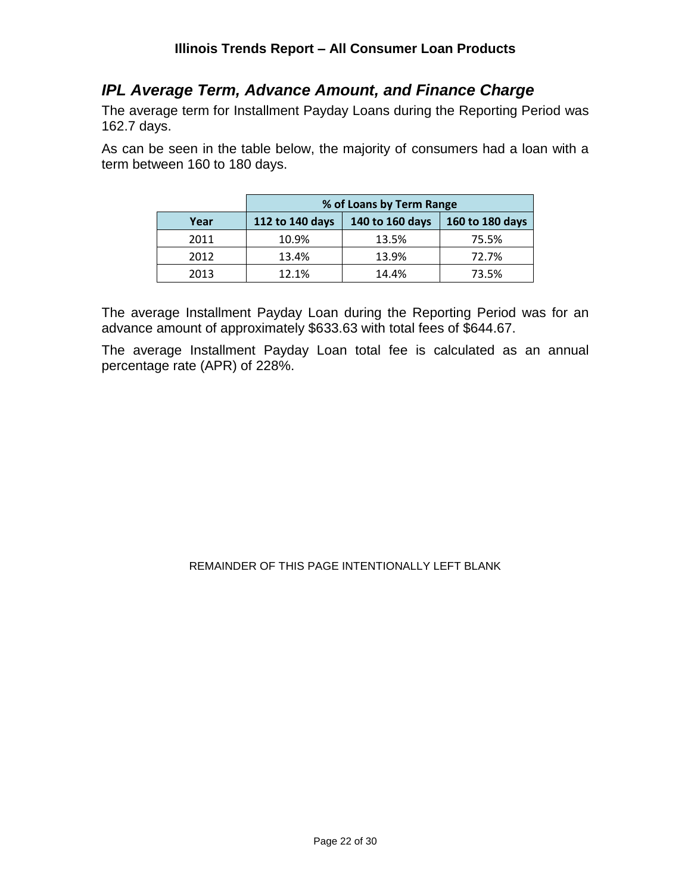## *IPL Average Term, Advance Amount, and Finance Charge*

The average term for Installment Payday Loans during the Reporting Period was 162.7 days.

As can be seen in the table below, the majority of consumers had a loan with a term between 160 to 180 days.

| | % of Loans by Term Range | | |
|---|---|---|---|
| **Year** | **112 to 140 days** | **140 to 160 days** | **160 to 180 days** |
| 2011 | 10.9% | 13.5% | 75.5% |
| 2012 | 13.4% | 13.9% | 72.7% |
| 2013 | 12.1% | 14.4% | 73.5% |

The average Installment Payday Loan during the Reporting Period was for an advance amount of approximately $633.63 with total fees of $644.67.

The average Installment Payday Loan total fee is calculated as an annual percentage rate (APR) of 228%.

REMAINDER OF THIS PAGE INTENTIONALLY LEFT BLANK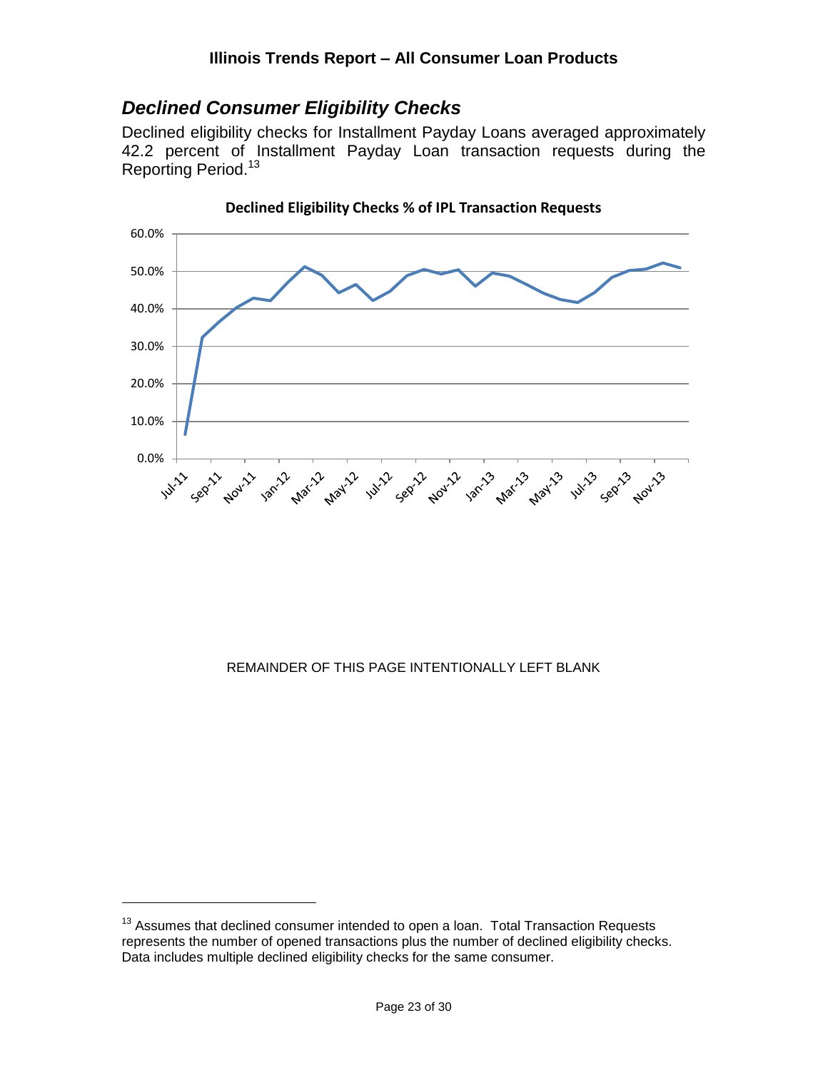## *Declined Consumer Eligibility Checks*

Declined eligibility checks for Installment Payday Loans averaged approximately 42.2 percent of Installment Payday Loan transaction requests during the Reporting Period.[13]

**Declined Eligibility Checks % of IPL Transaction Requests**

REMAINDER OF THIS PAGE INTENTIONALLY LEFT BLANK

[13] Assumes that declined consumer intended to open a loan. Total Transaction Requests represents the number of opened transactions plus the number of declined eligibility checks. Data includes multiple declined eligibility checks for the same consumer.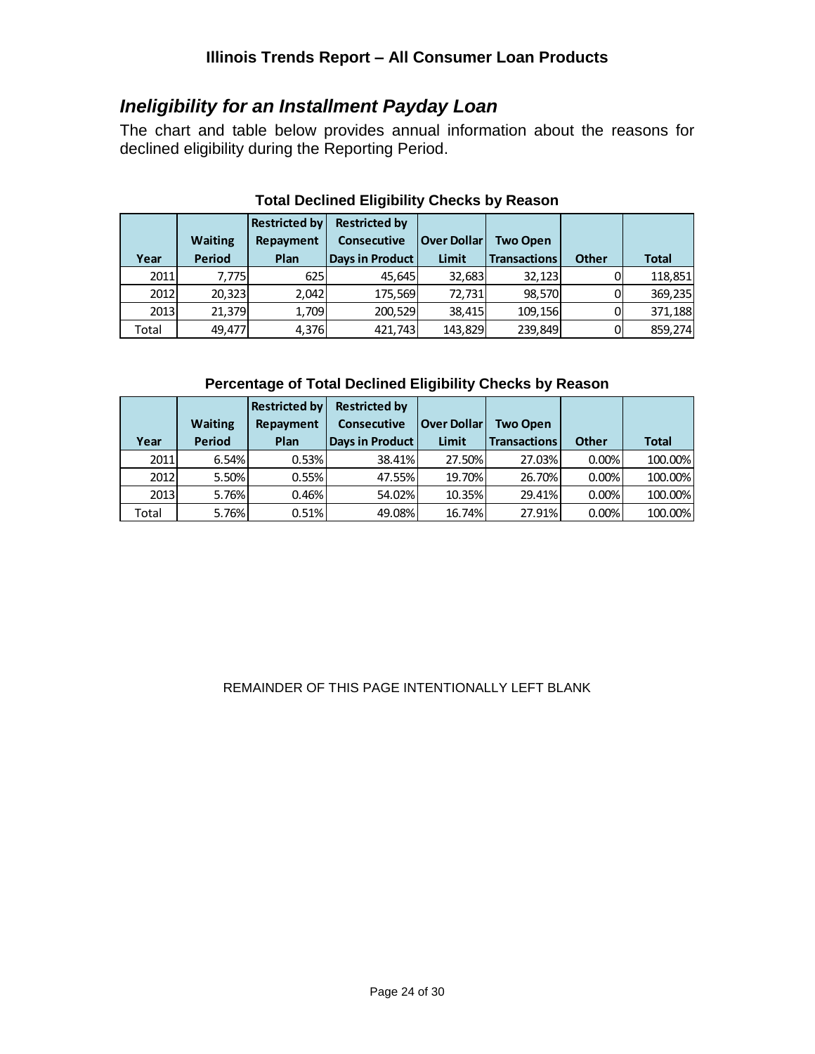## *Ineligibility for an Installment Payday Loan*

The chart and table below provides annual information about the reasons for declined eligibility during the Reporting Period.

**Total Declined Eligibility Checks by Reason**

| Year | Waiting Period | Restricted by Repayment Plan | Restricted by Consecutive Days in Product | Over Dollar Limit | Two Open Transactions | Other | Total |
|---|---|---|---|---|---|---|---|
| 2011 | 7,775 | 625 | 45,645 | 32,683 | 32,123 | 0 | 118,851 |
| 2012 | 20,323 | 2,042 | 175,569 | 72,731 | 98,570 | 0 | 369,235 |
| 2013 | 21,379 | 1,709 | 200,529 | 38,415 | 109,156 | 0 | 371,188 |
| Total | 49,477 | 4,376 | 421,743 | 143,829 | 239,849 | 0 | 859,274 |

**Percentage of Total Declined Eligibility Checks by Reason**

| Year | Waiting Period | Restricted by Repayment Plan | Restricted by Consecutive Days in Product | Over Dollar Limit | Two Open Transactions | Other | Total |
|---|---|---|---|---|---|---|---|
| 2011 | 6.54% | 0.53% | 38.41% | 27.50% | 27.03% | 0.00% | 100.00% |
| 2012 | 5.50% | 0.55% | 47.55% | 19.70% | 26.70% | 0.00% | 100.00% |
| 2013 | 5.76% | 0.46% | 54.02% | 10.35% | 29.41% | 0.00% | 100.00% |
| Total | 5.76% | 0.51% | 49.08% | 16.74% | 27.91% | 0.00% | 100.00% |

REMAINDER OF THIS PAGE INTENTIONALLY LEFT BLANK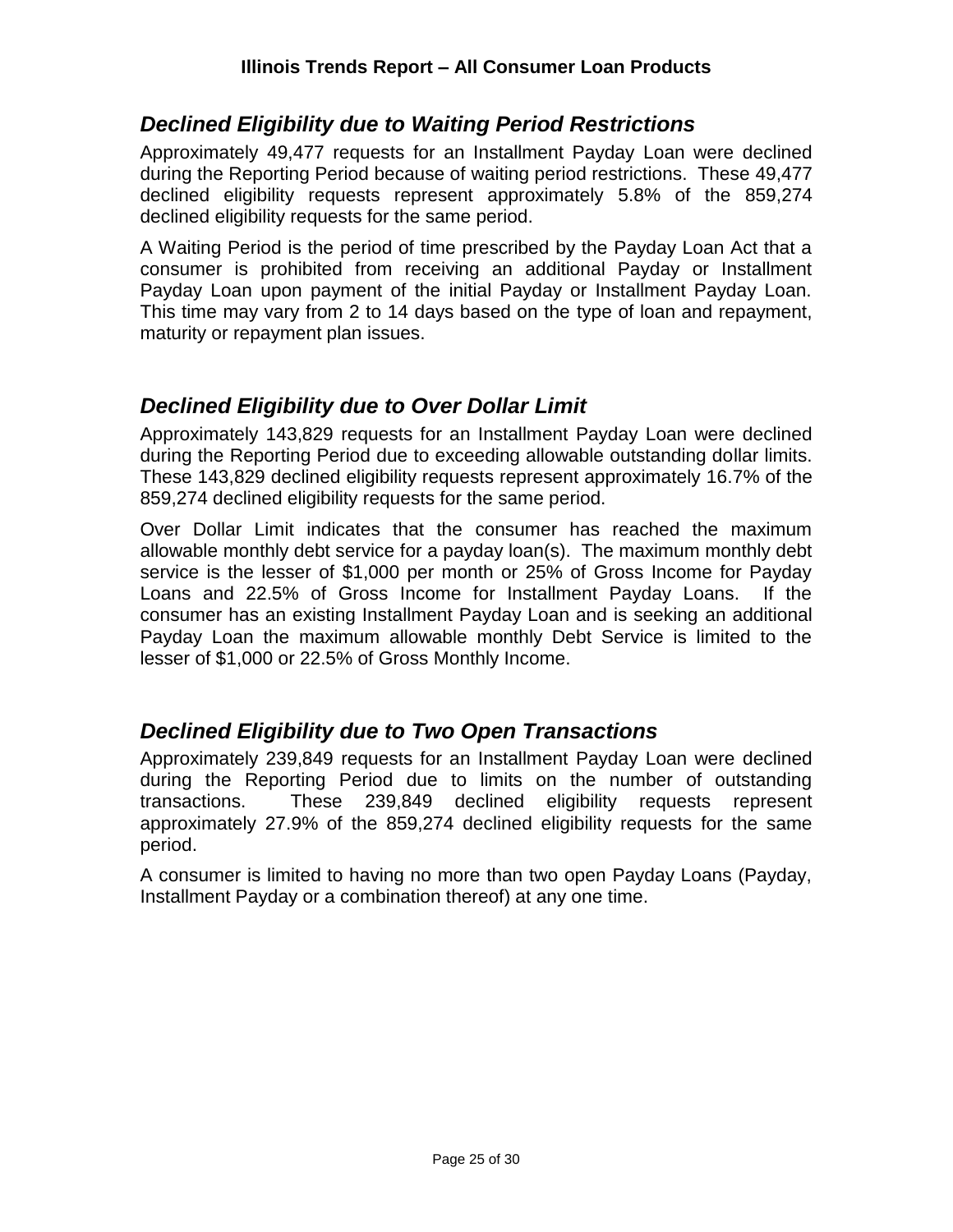## *Declined Eligibility due to Waiting Period Restrictions*

Approximately 49,477 requests for an Installment Payday Loan were declined during the Reporting Period because of waiting period restrictions. These 49,477 declined eligibility requests represent approximately 5.8% of the 859,274 declined eligibility requests for the same period.

A Waiting Period is the period of time prescribed by the Payday Loan Act that a consumer is prohibited from receiving an additional Payday or Installment Payday Loan upon payment of the initial Payday or Installment Payday Loan. This time may vary from 2 to 14 days based on the type of loan and repayment, maturity or repayment plan issues.

## *Declined Eligibility due to Over Dollar Limit*

Approximately 143,829 requests for an Installment Payday Loan were declined during the Reporting Period due to exceeding allowable outstanding dollar limits. These 143,829 declined eligibility requests represent approximately 16.7% of the 859,274 declined eligibility requests for the same period.

Over Dollar Limit indicates that the consumer has reached the maximum allowable monthly debt service for a payday loan(s). The maximum monthly debt service is the lesser of $1,000 per month or 25% of Gross Income for Payday Loans and 22.5% of Gross Income for Installment Payday Loans. If the consumer has an existing Installment Payday Loan and is seeking an additional Payday Loan the maximum allowable monthly Debt Service is limited to the lesser of $1,000 or 22.5% of Gross Monthly Income.

## *Declined Eligibility due to Two Open Transactions*

Approximately 239,849 requests for an Installment Payday Loan were declined during the Reporting Period due to limits on the number of outstanding transactions. These 239,849 declined eligibility requests represent approximately 27.9% of the 859,274 declined eligibility requests for the same period.

A consumer is limited to having no more than two open Payday Loans (Payday, Installment Payday or a combination thereof) at any one time.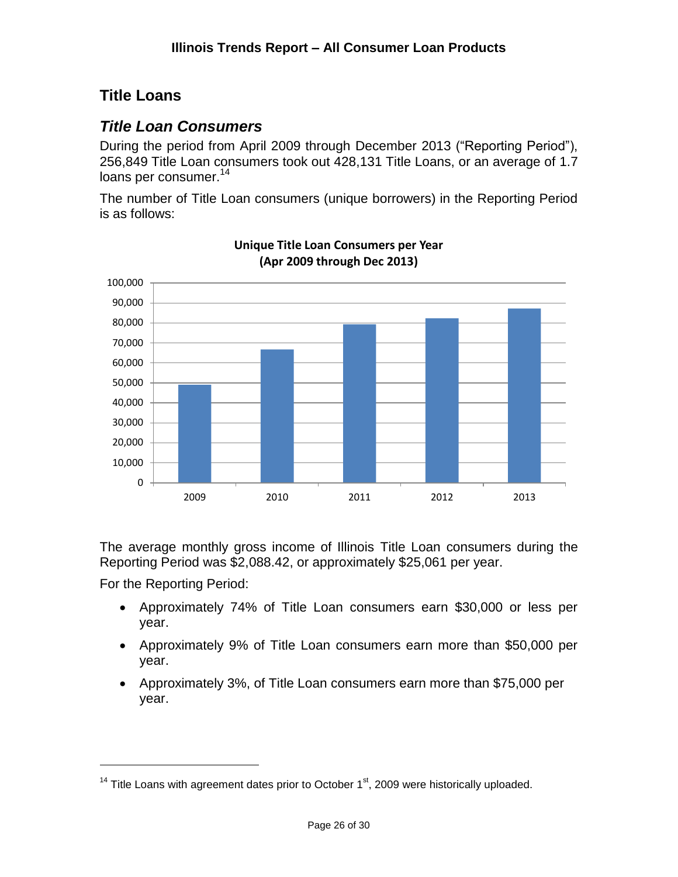## Title Loans

### *Title Loan Consumers*

During the period from April 2009 through December 2013 ("Reporting Period"), 256,849 Title Loan consumers took out 428,131 Title Loans, or an average of 1.7 loans per consumer.[14]

The number of Title Loan consumers (unique borrowers) in the Reporting Period is as follows:

**Unique Title Loan Consumers per Year (Apr 2009 through Dec 2013)**

The average monthly gross income of Illinois Title Loan consumers during the Reporting Period was $2,088.42, or approximately $25,061 per year.

For the Reporting Period:

- Approximately 74% of Title Loan consumers earn $30,000 or less per year.
- Approximately 9% of Title Loan consumers earn more than $50,000 per year.
- Approximately 3%, of Title Loan consumers earn more than $75,000 per year.

[14] Title Loans with agreement dates prior to October 1st, 2009 were historically uploaded.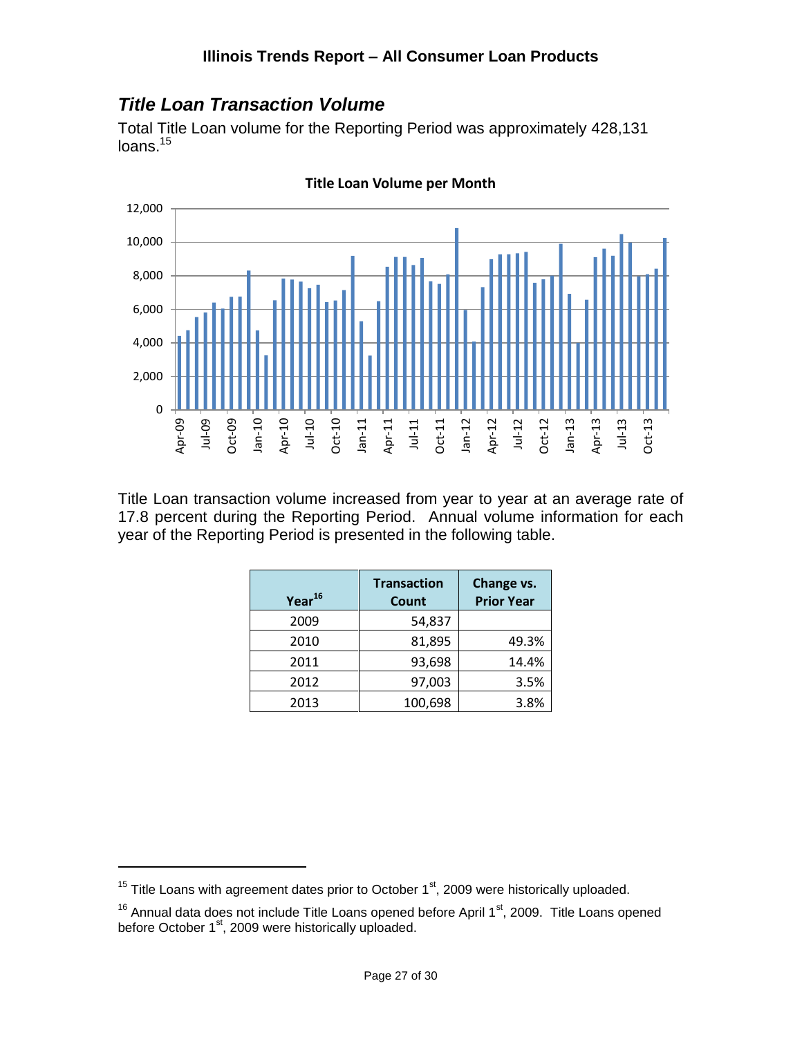## *Title Loan Transaction Volume*

Total Title Loan volume for the Reporting Period was approximately 428,131 loans.[15]

**Title Loan Volume per Month**

Title Loan transaction volume increased from year to year at an average rate of 17.8 percent during the Reporting Period. Annual volume information for each year of the Reporting Period is presented in the following table.

| Year[16] | Transaction Count | Change vs. Prior Year |
|---|---|---|
| 2009 | 54,837 | |
| 2010 | 81,895 | 49.3% |
| 2011 | 93,698 | 14.4% |
| 2012 | 97,003 | 3.5% |
| 2013 | 100,698 | 3.8% |

---

[15] Title Loans with agreement dates prior to October 1st, 2009 were historically uploaded.

[16] Annual data does not include Title Loans opened before April 1st, 2009. Title Loans opened before October 1st, 2009 were historically uploaded.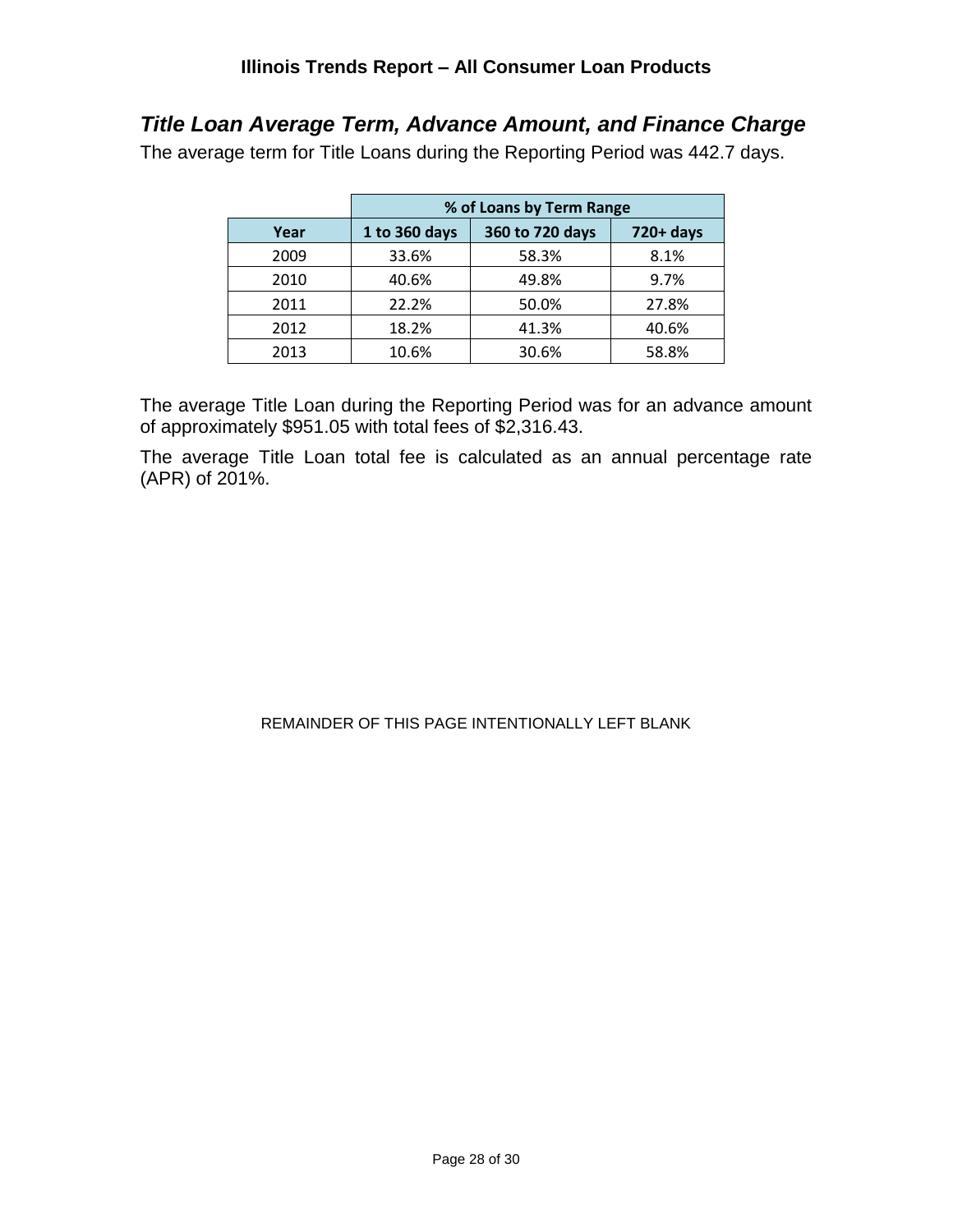## *Title Loan Average Term, Advance Amount, and Finance Charge*

The average term for Title Loans during the Reporting Period was 442.7 days.

| | % of Loans by Term Range | | |
|---|---|---|---|
| Year | 1 to 360 days | 360 to 720 days | 720+ days |
| 2009 | 33.6% | 58.3% | 8.1% |
| 2010 | 40.6% | 49.8% | 9.7% |
| 2011 | 22.2% | 50.0% | 27.8% |
| 2012 | 18.2% | 41.3% | 40.6% |
| 2013 | 10.6% | 30.6% | 58.8% |

The average Title Loan during the Reporting Period was for an advance amount of approximately $951.05 with total fees of $2,316.43.

The average Title Loan total fee is calculated as an annual percentage rate (APR) of 201%.

REMAINDER OF THIS PAGE INTENTIONALLY LEFT BLANK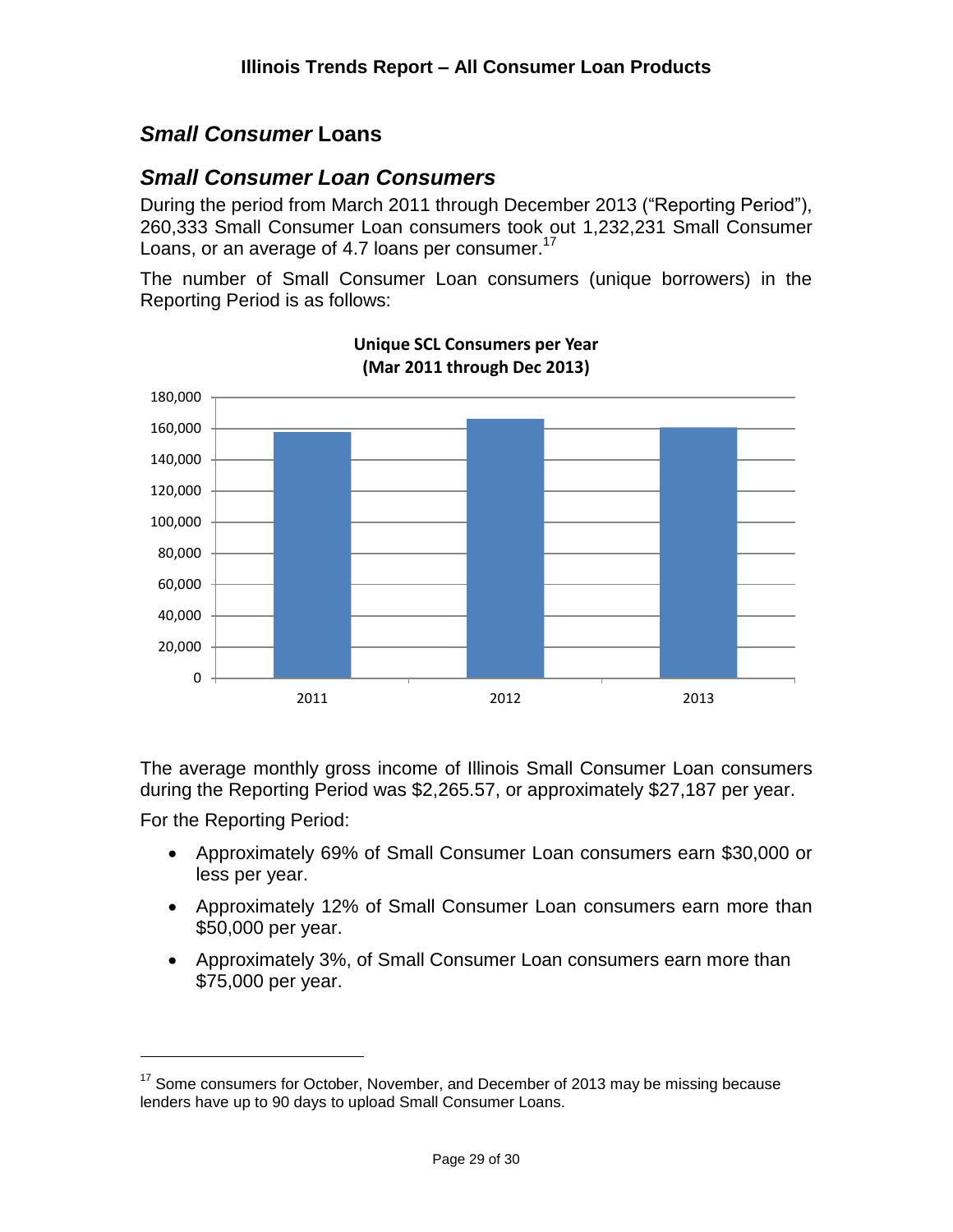## *Small Consumer* Loans

## *Small Consumer Loan Consumers*

During the period from March 2011 through December 2013 ("Reporting Period"), 260,333 Small Consumer Loan consumers took out 1,232,231 Small Consumer Loans, or an average of 4.7 loans per consumer.[17]

The number of Small Consumer Loan consumers (unique borrowers) in the Reporting Period is as follows:

**Unique SCL Consumers per Year (Mar 2011 through Dec 2013)**

The average monthly gross income of Illinois Small Consumer Loan consumers during the Reporting Period was $2,265.57, or approximately $27,187 per year.

For the Reporting Period:

- Approximately 69% of Small Consumer Loan consumers earn $30,000 or less per year.
- Approximately 12% of Small Consumer Loan consumers earn more than $50,000 per year.
- Approximately 3%, of Small Consumer Loan consumers earn more than $75,000 per year.

[17] Some consumers for October, November, and December of 2013 may be missing because lenders have up to 90 days to upload Small Consumer Loans.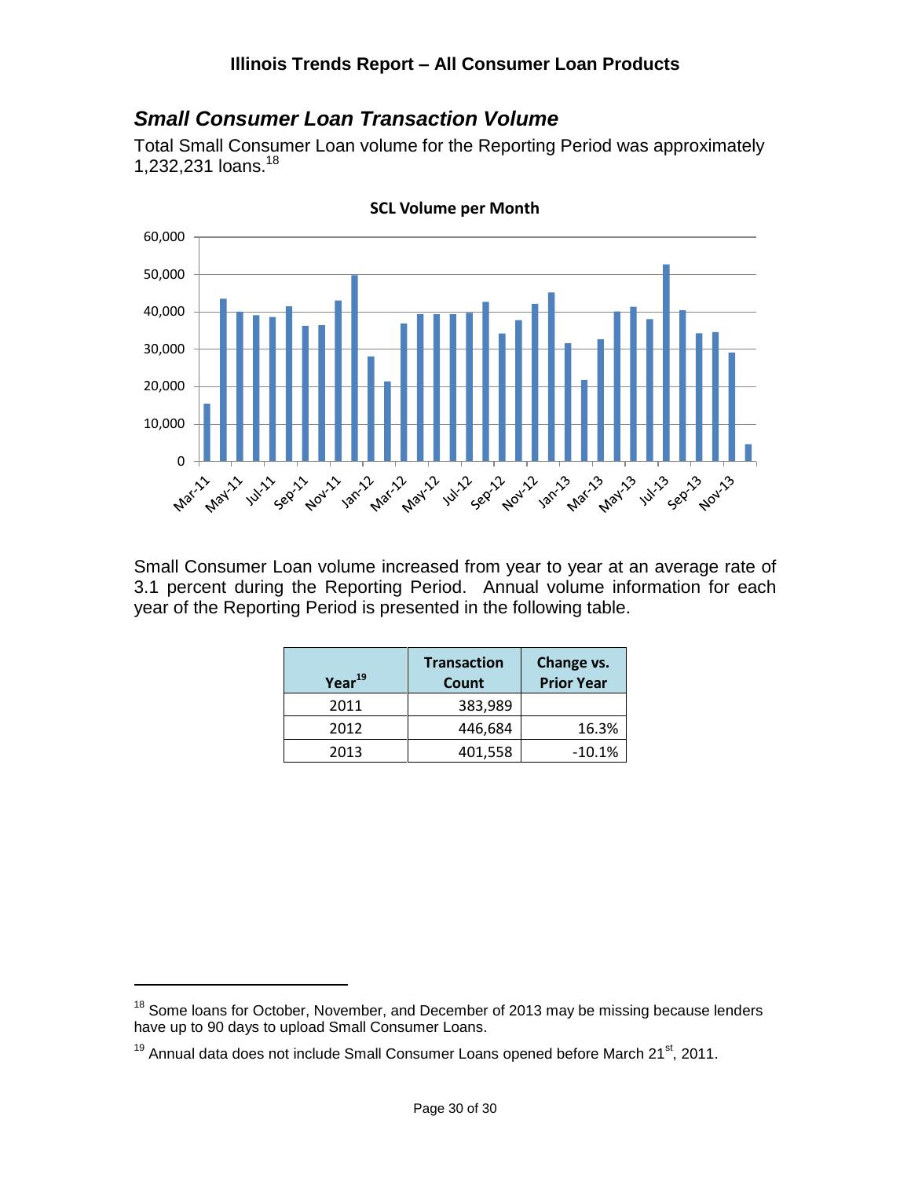## *Small Consumer Loan Transaction Volume*

Total Small Consumer Loan volume for the Reporting Period was approximately 1,232,231 loans.[18]

**SCL Volume per Month**

60,000
50,000
40,000
30,000
20,000
10,000
0

Mar-11, May-11, Jul-11, Sep-11, Nov-11, Jan-12, Mar-12, May-12, Jul-12, Sep-12, Nov-12, Jan-13, Mar-13, May-13, Jul-13, Sep-13, Nov-13

Small Consumer Loan volume increased from year to year at an average rate of 3.1 percent during the Reporting Period. Annual volume information for each year of the Reporting Period is presented in the following table.

| Year[19] | Transaction Count | Change vs. Prior Year |
|---|---|---|
| 2011 | 383,989 | |
| 2012 | 446,684 | 16.3% |
| 2013 | 401,558 | -10.1% |

[18] Some loans for October, November, and December of 2013 may be missing because lenders have up to 90 days to upload Small Consumer Loans.

[19] Annual data does not include Small Consumer Loans opened before March 21st, 2011.